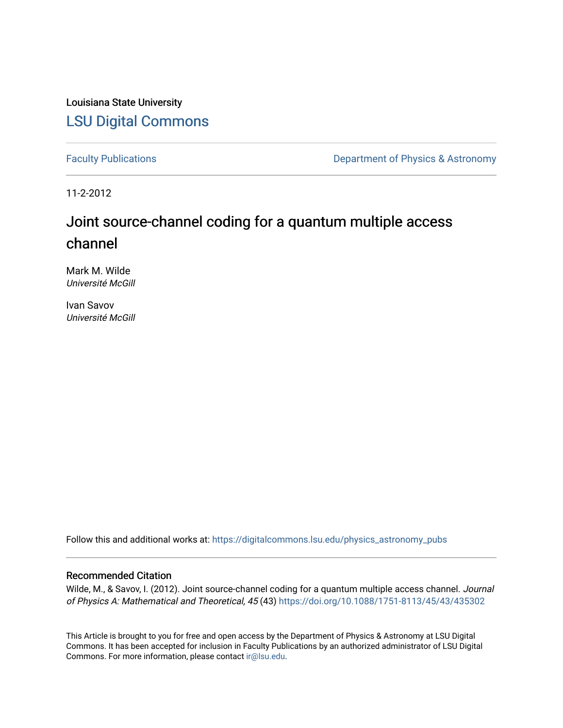Louisiana State University

# LSU Digital Commons

Faculty Publications

Department of Physics & Astronomy

11-2-2012

## Joint source-channel coding for a quantum multiple access channel

Mark M. Wilde
*Université McGill*

Ivan Savov
*Université McGill*

Follow this and additional works at: https://digitalcommons.lsu.edu/physics_astronomy_pubs

### Recommended Citation

Wilde, M., & Savov, I. (2012). Joint source-channel coding for a quantum multiple access channel. *Journal of Physics A: Mathematical and Theoretical, 45* (43) https://doi.org/10.1088/1751-8113/45/43/435302

This Article is brought to you for free and open access by the Department of Physics & Astronomy at LSU Digital Commons. It has been accepted for inclusion in Faculty Publications by an authorized administrator of LSU Digital Commons. For more information, please contact ir@lsu.edu.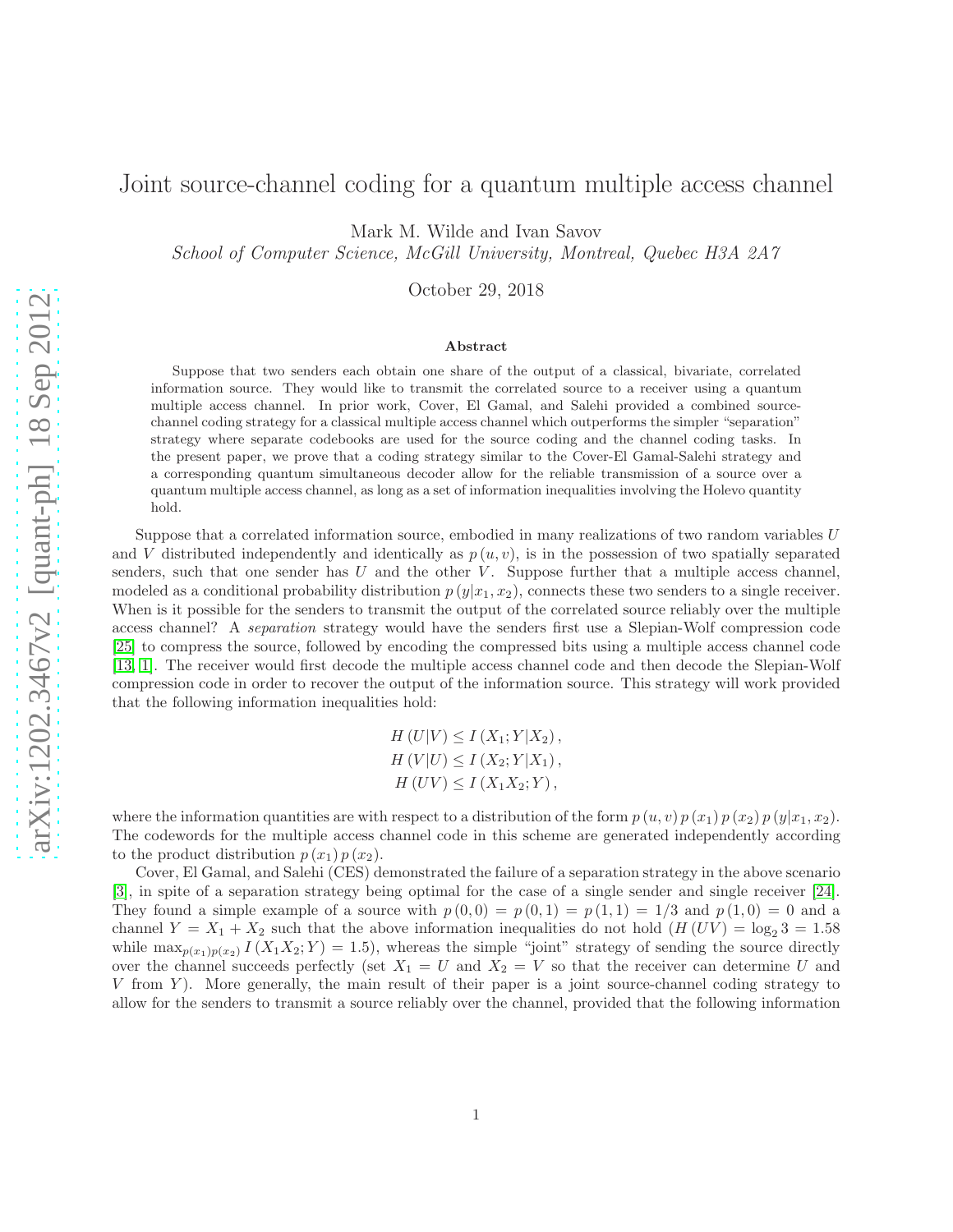# Joint source-channel coding for a quantum multiple access channel

Mark M. Wilde and Ivan Savov

*School of Computer Science, McGill University, Montreal, Quebec H3A 2A7*

October 29, 2018

### Abstract

Suppose that two senders each obtain one share of the output of a classical, bivariate, correlated information source. They would like to transmit the correlated source to a receiver using a quantum multiple access channel. In prior work, Cover, El Gamal, and Salehi provided a combined source-channel coding strategy for a classical multiple access channel which outperforms the simpler "separation" strategy where separate codebooks are used for the source coding and the channel coding tasks. In the present paper, we prove that a coding strategy similar to the Cover-El Gamal-Salehi strategy and a corresponding quantum simultaneous decoder allow for the reliable transmission of a source over a quantum multiple access channel, as long as a set of information inequalities involving the Holevo quantity hold.

Suppose that a correlated information source, embodied in many realizations of two random variables $U$ and $V$ distributed independently and identically as $p(u,v)$, is in the possession of two spatially separated senders, such that one sender has $U$ and the other $V$. Suppose further that a multiple access channel, modeled as a conditional probability distribution $p(y|x_1,x_2)$, connects these two senders to a single receiver. When is it possible for the senders to transmit the output of the correlated source reliably over the multiple access channel? A *separation* strategy would have the senders first use a Slepian-Wolf compression code [25] to compress the source, followed by encoding the compressed bits using a multiple access channel code [13, 1]. The receiver would first decode the multiple access channel code and then decode the Slepian-Wolf compression code in order to recover the output of the information source. This strategy will work provided that the following information inequalities hold:

$$
\begin{aligned}
H(U|V) &\leq I(X_1;Y|X_2), \\
H(V|U) &\leq I(X_2;Y|X_1), \\
H(UV) &\leq I(X_1X_2;Y),
\end{aligned}
$$

where the information quantities are with respect to a distribution of the form $p(u,v)\,p(x_1)\,p(x_2)\,p(y|x_1,x_2)$. The codewords for the multiple access channel code in this scheme are generated independently according to the product distribution $p(x_1)\,p(x_2)$.

Cover, El Gamal, and Salehi (CES) demonstrated the failure of a separation strategy in the above scenario [3], in spite of a separation strategy being optimal for the case of a single sender and single receiver [24]. They found a simple example of a source with $p(0,0) = p(0,1) = p(1,1) = 1/3$ and $p(1,0) = 0$ and a channel $Y = X_1 + X_2$ such that the above information inequalities do not hold ($H(UV) = \log_2 3 = 1.58$ while $\max_{p(x_1)p(x_2)} I(X_1X_2;Y) = 1.5$), whereas the simple "joint" strategy of sending the source directly over the channel succeeds perfectly (set $X_1 = U$ and $X_2 = V$ so that the receiver can determine $U$ and $V$ from $Y$). More generally, the main result of their paper is a joint source-channel coding strategy to allow for the senders to transmit a source reliably over the channel, provided that the following information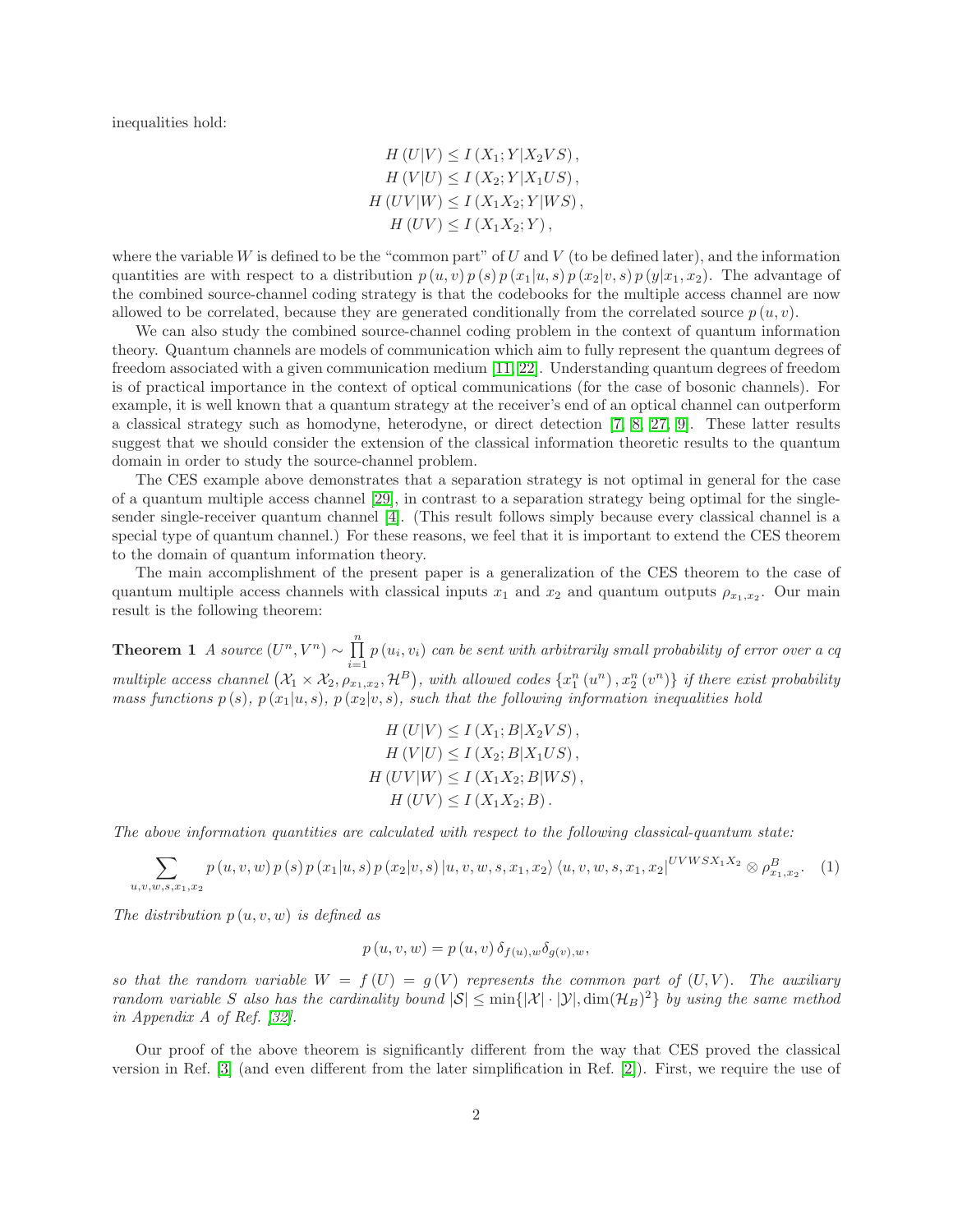inequalities hold:

$$
\begin{aligned}
H(U|V) &\leq I(X_1;Y|X_2VS), \\
H(V|U) &\leq I(X_2;Y|X_1US), \\
H(UV|W) &\leq I(X_1X_2;Y|WS), \\
H(UV) &\leq I(X_1X_2;Y),
\end{aligned}
$$

where the variable $W$ is defined to be the "common part" of $U$ and $V$ (to be defined later), and the information quantities are with respect to a distribution $p(u,v)\,p(s)\,p(x_1|u,s)\,p(x_2|v,s)\,p(y|x_1,x_2)$. The advantage of the combined source-channel coding strategy is that the codebooks for the multiple access channel are now allowed to be correlated, because they are generated conditionally from the correlated source $p(u,v)$.

We can also study the combined source-channel coding problem in the context of quantum information theory. Quantum channels are models of communication which aim to fully represent the quantum degrees of freedom associated with a given communication medium [11, 22]. Understanding quantum degrees of freedom is of practical importance in the context of optical communications (for the case of bosonic channels). For example, it is well known that a quantum strategy at the receiver's end of an optical channel can outperform a classical strategy such as homodyne, heterodyne, or direct detection [7, 8, 27, 9]. These latter results suggest that we should consider the extension of the classical information theoretic results to the quantum domain in order to study the source-channel problem.

The CES example above demonstrates that a separation strategy is not optimal in general for the case of a quantum multiple access channel [29], in contrast to a separation strategy being optimal for the single-sender single-receiver quantum channel [4]. (This result follows simply because every classical channel is a special type of quantum channel.) For these reasons, we feel that it is important to extend the CES theorem to the domain of quantum information theory.

The main accomplishment of the present paper is a generalization of the CES theorem to the case of quantum multiple access channels with classical inputs $x_1$ and $x_2$ and quantum outputs $\rho_{x_1,x_2}$. Our main result is the following theorem:

**Theorem 1** *A source $(U^n,V^n) \sim \prod_{i=1}^{n} p(u_i,v_i)$ can be sent with arbitrarily small probability of error over a cq multiple access channel $(\mathcal{X}_1 \times \mathcal{X}_2, \rho_{x_1,x_2}, \mathcal{H}^B)$, with allowed codes $\{x_1^n(u^n), x_2^n(v^n)\}$ if there exist probability mass functions $p(s)$, $p(x_1|u,s)$, $p(x_2|v,s)$, such that the following information inequalities hold*

$$
\begin{aligned}
H(U|V) &\leq I(X_1;B|X_2VS), \\
H(V|U) &\leq I(X_2;B|X_1US), \\
H(UV|W) &\leq I(X_1X_2;B|WS), \\
H(UV) &\leq I(X_1X_2;B).
\end{aligned}
$$

*The above information quantities are calculated with respect to the following classical-quantum state:*

$$
\sum_{u,v,w,s,x_1,x_2} p(u,v,w)\,p(s)\,p(x_1|u,s)\,p(x_2|v,s)\,|u,v,w,s,x_1,x_2\rangle\langle u,v,w,s,x_1,x_2|^{UVWSX_1X_2} \otimes \rho^B_{x_1,x_2}. \quad (1)
$$

*The distribution $p(u,v,w)$ is defined as*

$$
p(u,v,w) = p(u,v)\,\delta_{f(u),w}\delta_{g(v),w},
$$

*so that the random variable $W = f(U) = g(V)$ represents the common part of $(U,V)$. The auxiliary random variable $S$ also has the cardinality bound $|\mathcal{S}| \leq \min\{|\mathcal{X}| \cdot |\mathcal{Y}|, \dim(\mathcal{H}_B)^2\}$ by using the same method in Appendix A of Ref. [32].*

Our proof of the above theorem is significantly different from the way that CES proved the classical version in Ref. [3] (and even different from the later simplification in Ref. [2]). First, we require the use of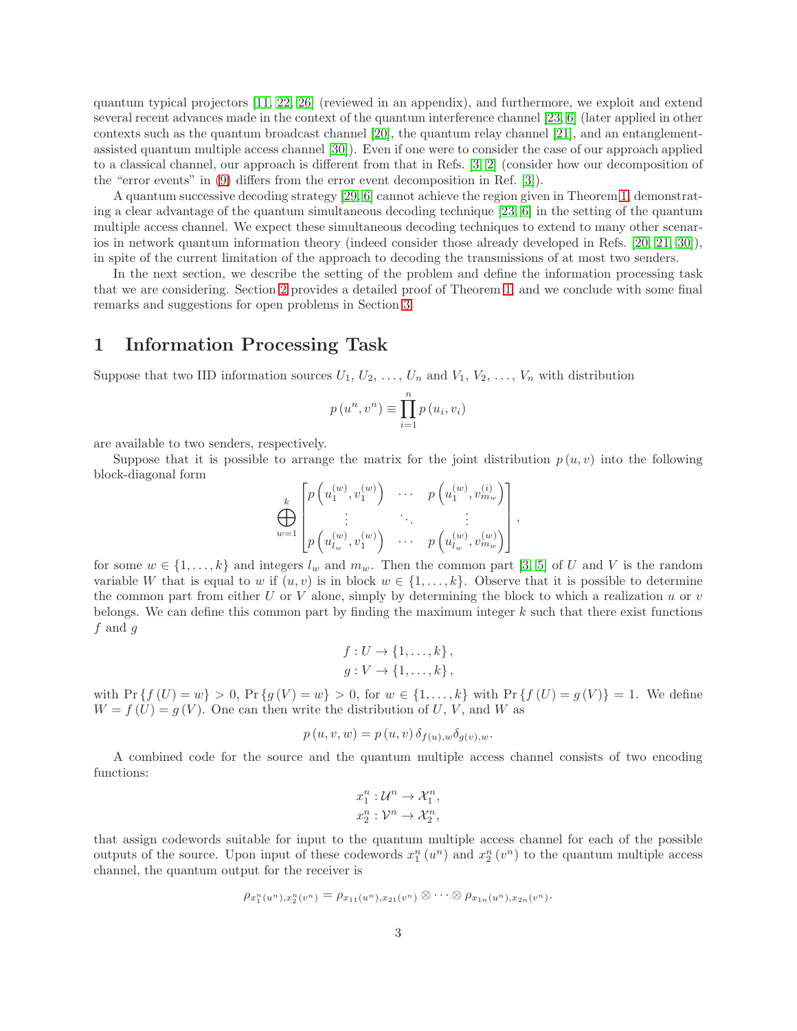quantum typical projectors [11, 22, 26] (reviewed in an appendix), and furthermore, we exploit and extend several recent advances made in the context of the quantum interference channel [23, 6] (later applied in other contexts such as the quantum broadcast channel [20], the quantum relay channel [21], and an entanglement-assisted quantum multiple access channel [30]). Even if one were to consider the case of our approach applied to a classical channel, our approach is different from that in Refs. [3, 2] (consider how our decomposition of the "error events" in (9) differs from the error event decomposition in Ref. [3]).

A quantum successive decoding strategy [29, 6] cannot achieve the region given in Theorem 1, demonstrating a clear advantage of the quantum simultaneous decoding technique [23, 6] in the setting of the quantum multiple access channel. We expect these simultaneous decoding techniques to extend to many other scenarios in network quantum information theory (indeed consider those already developed in Refs. [20, 21, 30]), in spite of the current limitation of the approach to decoding the transmissions of at most two senders.

In the next section, we describe the setting of the problem and define the information processing task that we are considering. Section 2 provides a detailed proof of Theorem 1, and we conclude with some final remarks and suggestions for open problems in Section 3.

# 1 Information Processing Task

Suppose that two IID information sources $U_1, U_2, \ldots, U_n$ and $V_1, V_2, \ldots, V_n$ with distribution

$$p\left(u^n, v^n\right) \equiv \prod_{i=1}^{n} p\left(u_i, v_i\right)$$

are available to two senders, respectively.

Suppose that it is possible to arrange the matrix for the joint distribution $p\left(u, v\right)$ into the following block-diagonal form

$$\bigoplus_{w=1}^{k} \begin{bmatrix} p\left(u_1^{(w)}, v_1^{(w)}\right) & \cdots & p\left(u_1^{(w)}, v_{m_w}^{(i)}\right) \\ \vdots & \ddots & \vdots \\ p\left(u_{l_w}^{(w)}, v_1^{(w)}\right) & \cdots & p\left(u_{l_w}^{(w)}, v_{m_w}^{(w)}\right) \end{bmatrix},$$

for some $w \in \{1, \ldots, k\}$ and integers $l_w$ and $m_w$. Then the common part [3, 5] of $U$ and $V$ is the random variable $W$ that is equal to $w$ if $(u, v)$ is in block $w \in \{1, \ldots, k\}$. Observe that it is possible to determine the common part from either $U$ or $V$ alone, simply by determining the block to which a realization $u$ or $v$ belongs. We can define this common part by finding the maximum integer $k$ such that there exist functions $f$ and $g$

$$f : U \rightarrow \{1, \ldots, k\},$$
$$g : V \rightarrow \{1, \ldots, k\},$$

with $\Pr\{f(U) = w\} > 0$, $\Pr\{g(V) = w\} > 0$, for $w \in \{1, \ldots, k\}$ with $\Pr\{f(U) = g(V)\} = 1$. We define $W = f(U) = g(V)$. One can then write the distribution of $U$, $V$, and $W$ as

$$p\left(u, v, w\right) = p\left(u, v\right) \delta_{f(u),w} \delta_{g(v),w}.$$

A combined code for the source and the quantum multiple access channel consists of two encoding functions:

$$x_1^n : \mathcal{U}^n \rightarrow \mathcal{X}_1^n,$$
$$x_2^n : \mathcal{V}^n \rightarrow \mathcal{X}_2^n,$$

that assign codewords suitable for input to the quantum multiple access channel for each of the possible outputs of the source. Upon input of these codewords $x_1^n\left(u^n\right)$ and $x_2^n\left(v^n\right)$ to the quantum multiple access channel, the quantum output for the receiver is

$$\rho_{x_1^n(u^n), x_2^n(v^n)} = \rho_{x_{11}(u^n), x_{21}(v^n)} \otimes \cdots \otimes \rho_{x_{1n}(u^n), x_{2n}(v^n)}.$$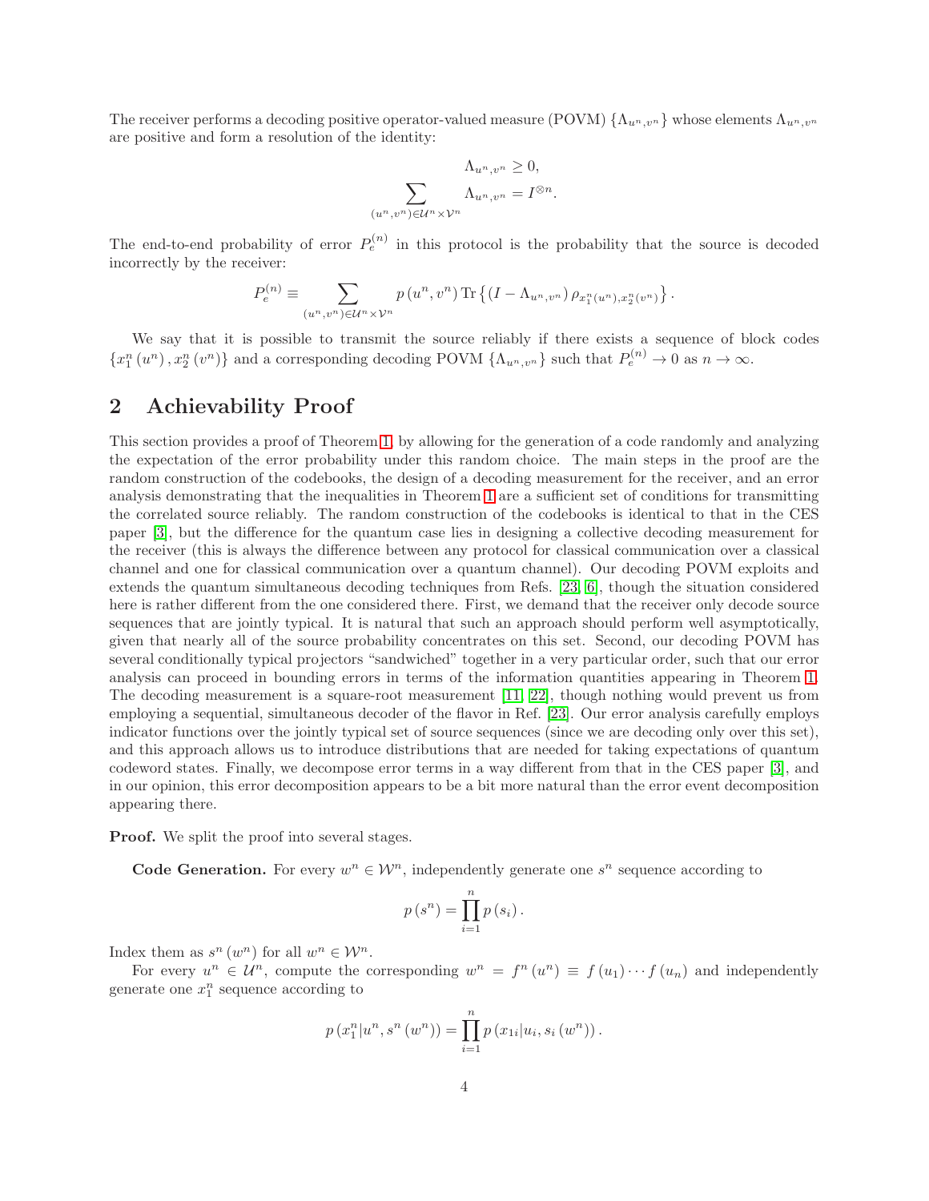The receiver performs a decoding positive operator-valued measure (POVM) $\{\Lambda_{u^n,v^n}\}$ whose elements $\Lambda_{u^n,v^n}$ are positive and form a resolution of the identity:

$$\Lambda_{u^n,v^n} \geq 0,$$
$$\sum_{(u^n,v^n)\in\mathcal{U}^n\times\mathcal{V}^n} \Lambda_{u^n,v^n} = I^{\otimes n}.$$

The end-to-end probability of error $P_e^{(n)}$ in this protocol is the probability that the source is decoded incorrectly by the receiver:

$$P_e^{(n)} \equiv \sum_{(u^n,v^n)\in\mathcal{U}^n\times\mathcal{V}^n} p\left(u^n, v^n\right) \operatorname{Tr}\left\{\left(I - \Lambda_{u^n,v^n}\right) \rho_{x_1^n(u^n),x_2^n(v^n)}\right\}.$$

We say that it is possible to transmit the source reliably if there exists a sequence of block codes $\{x_1^n\left(u^n\right), x_2^n\left(v^n\right)\}$ and a corresponding decoding POVM $\{\Lambda_{u^n,v^n}\}$ such that $P_e^{(n)} \to 0$ as $n \to \infty$.

## 2 Achievability Proof

This section provides a proof of Theorem 1, by allowing for the generation of a code randomly and analyzing the expectation of the error probability under this random choice. The main steps in the proof are the random construction of the codebooks, the design of a decoding measurement for the receiver, and an error analysis demonstrating that the inequalities in Theorem 1 are a sufficient set of conditions for transmitting the correlated source reliably. The random construction of the codebooks is identical to that in the CES paper [3], but the difference for the quantum case lies in designing a collective decoding measurement for the receiver (this is always the difference between any protocol for classical communication over a classical channel and one for classical communication over a quantum channel). Our decoding POVM exploits and extends the quantum simultaneous decoding techniques from Refs. [23, 6], though the situation considered here is rather different from the one considered there. First, we demand that the receiver only decode source sequences that are jointly typical. It is natural that such an approach should perform well asymptotically, given that nearly all of the source probability concentrates on this set. Second, our decoding POVM has several conditionally typical projectors "sandwiched" together in a very particular order, such that our error analysis can proceed in bounding errors in terms of the information quantities appearing in Theorem 1. The decoding measurement is a square-root measurement [11, 22], though nothing would prevent us from employing a sequential, simultaneous decoder of the flavor in Ref. [23]. Our error analysis carefully employs indicator functions over the jointly typical set of source sequences (since we are decoding only over this set), and this approach allows us to introduce distributions that are needed for taking expectations of quantum codeword states. Finally, we decompose error terms in a way different from that in the CES paper [3], and in our opinion, this error decomposition appears to be a bit more natural than the error event decomposition appearing there.

**Proof.** We split the proof into several stages.

**Code Generation.** For every $w^n \in \mathcal{W}^n$, independently generate one $s^n$ sequence according to

$$p\left(s^n\right) = \prod_{i=1}^{n} p\left(s_i\right).$$

Index them as $s^n\left(w^n\right)$ for all $w^n \in \mathcal{W}^n$.

For every $u^n \in \mathcal{U}^n$, compute the corresponding $w^n = f^n\left(u^n\right) \equiv f\left(u_1\right)\cdots f\left(u_n\right)$ and independently generate one $x_1^n$ sequence according to

$$p\left(x_1^n | u^n, s^n\left(w^n\right)\right) = \prod_{i=1}^{n} p\left(x_{1i} | u_i, s_i\left(w^n\right)\right).$$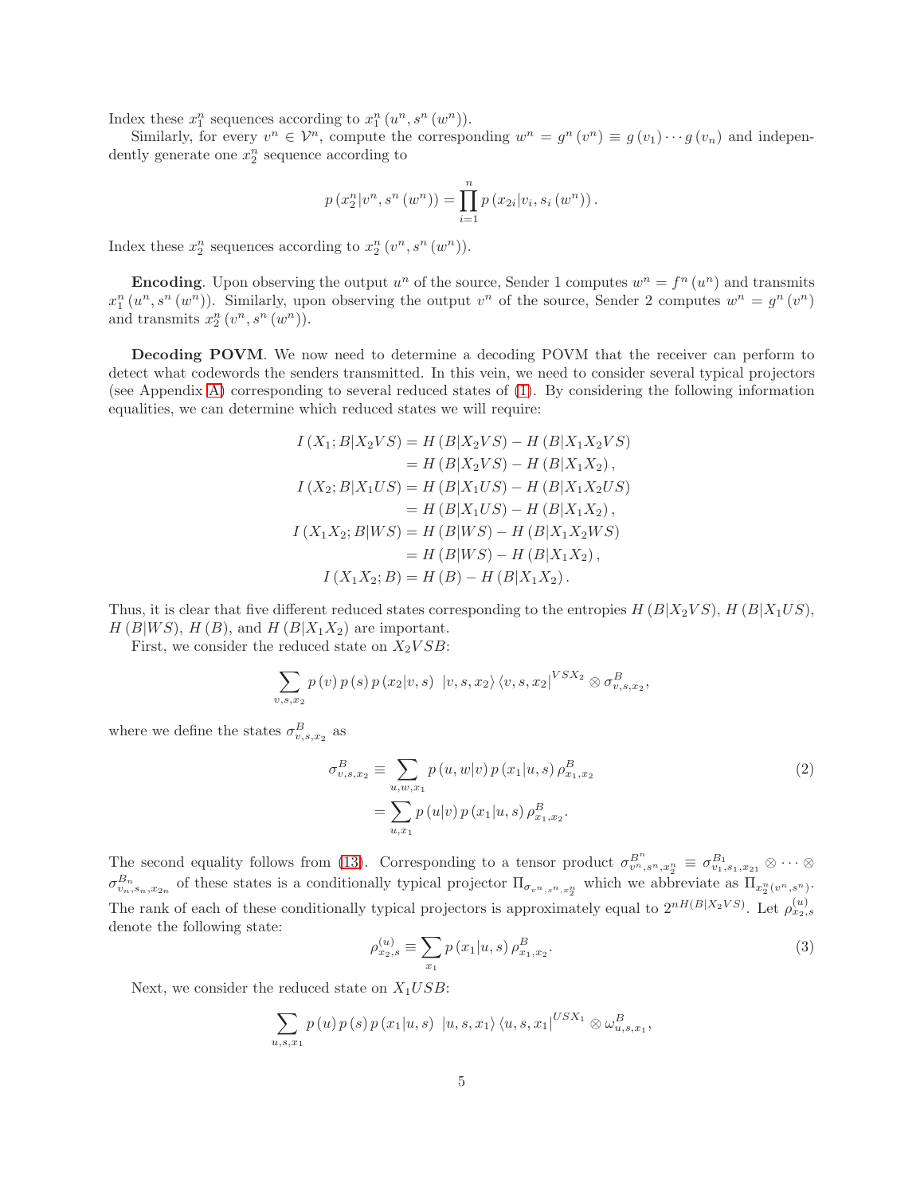Index these $x_1^n$ sequences according to $x_1^n\left(u^n, s^n\left(w^n\right)\right)$.

Similarly, for every $v^n \in \mathcal{V}^n$, compute the corresponding $w^n = g^n\left(v^n\right) \equiv g\left(v_1\right) \cdots g\left(v_n\right)$ and independently generate one $x_2^n$ sequence according to

$$
p\left(x_2^n | v^n, s^n\left(w^n\right)\right) = \prod_{i=1}^{n} p\left(x_{2i} | v_i, s_i\left(w^n\right)\right).
$$

Index these $x_2^n$ sequences according to $x_2^n\left(v^n, s^n\left(w^n\right)\right)$.

**Encoding**. Upon observing the output $u^n$ of the source, Sender 1 computes $w^n = f^n\left(u^n\right)$ and transmits $x_1^n\left(u^n, s^n\left(w^n\right)\right)$. Similarly, upon observing the output $v^n$ of the source, Sender 2 computes $w^n = g^n\left(v^n\right)$ and transmits $x_2^n\left(v^n, s^n\left(w^n\right)\right)$.

**Decoding POVM**. We now need to determine a decoding POVM that the receiver can perform to detect what codewords the senders transmitted. In this vein, we need to consider several typical projectors (see Appendix A) corresponding to several reduced states of (1). By considering the following information equalities, we can determine which reduced states we will require:

$$
\begin{aligned}
I\left(X_1; B | X_2 V S\right) &= H\left(B | X_2 V S\right) - H\left(B | X_1 X_2 V S\right) \\
&= H\left(B | X_2 V S\right) - H\left(B | X_1 X_2\right), \\
I\left(X_2; B | X_1 U S\right) &= H\left(B | X_1 U S\right) - H\left(B | X_1 X_2 U S\right) \\
&= H\left(B | X_1 U S\right) - H\left(B | X_1 X_2\right), \\
I\left(X_1 X_2; B | W S\right) &= H\left(B | W S\right) - H\left(B | X_1 X_2 W S\right) \\
&= H\left(B | W S\right) - H\left(B | X_1 X_2\right), \\
I\left(X_1 X_2; B\right) &= H\left(B\right) - H\left(B | X_1 X_2\right).
\end{aligned}
$$

Thus, it is clear that five different reduced states corresponding to the entropies $H\left(B | X_2 V S\right)$, $H\left(B | X_1 U S\right)$, $H\left(B | W S\right)$, $H\left(B\right)$, and $H\left(B | X_1 X_2\right)$ are important.

First, we consider the reduced state on $X_2 V S B$:

$$
\sum_{v, s, x_2} p\left(v\right) p\left(s\right) p\left(x_2 | v, s\right) \left|v, s, x_2\right\rangle \left\langle v, s, x_2\right|^{V S X_2} \otimes \sigma_{v, s, x_2}^{B},
$$

where we define the states $\sigma_{v, s, x_2}^{B}$ as

$$
\begin{aligned}
\sigma_{v, s, x_2}^{B} &\equiv \sum_{u, w, x_1} p\left(u, w | v\right) p\left(x_1 | u, s\right) \rho_{x_1, x_2}^{B} \\
&= \sum_{u, x_1} p\left(u | v\right) p\left(x_1 | u, s\right) \rho_{x_1, x_2}^{B}.
\end{aligned} \tag{2}
$$

The second equality follows from (13). Corresponding to a tensor product $\sigma_{v^n, s^n, x_2^n}^{B^n} \equiv \sigma_{v_1, s_1, x_{21}}^{B_1} \otimes \cdots \otimes \sigma_{v_n, s_n, x_{2n}}^{B_n}$ of these states is a conditionally typical projector $\Pi_{\sigma_{v^n, s^n, x_2^n}}$ which we abbreviate as $\Pi_{x_2^n\left(v^n, s^n\right)}$. The rank of each of these conditionally typical projectors is approximately equal to $2^{n H\left(B | X_2 V S\right)}$. Let $\rho_{x_2, s}^{(u)}$ denote the following state:

$$
\rho_{x_2, s}^{(u)} \equiv \sum_{x_1} p\left(x_1 | u, s\right) \rho_{x_1, x_2}^{B}. \tag{3}
$$

Next, we consider the reduced state on $X_1 U S B$:

$$
\sum_{u, s, x_1} p\left(u\right) p\left(s\right) p\left(x_1 | u, s\right) \left|u, s, x_1\right\rangle \left\langle u, s, x_1\right|^{U S X_1} \otimes \omega_{u, s, x_1}^{B},
$$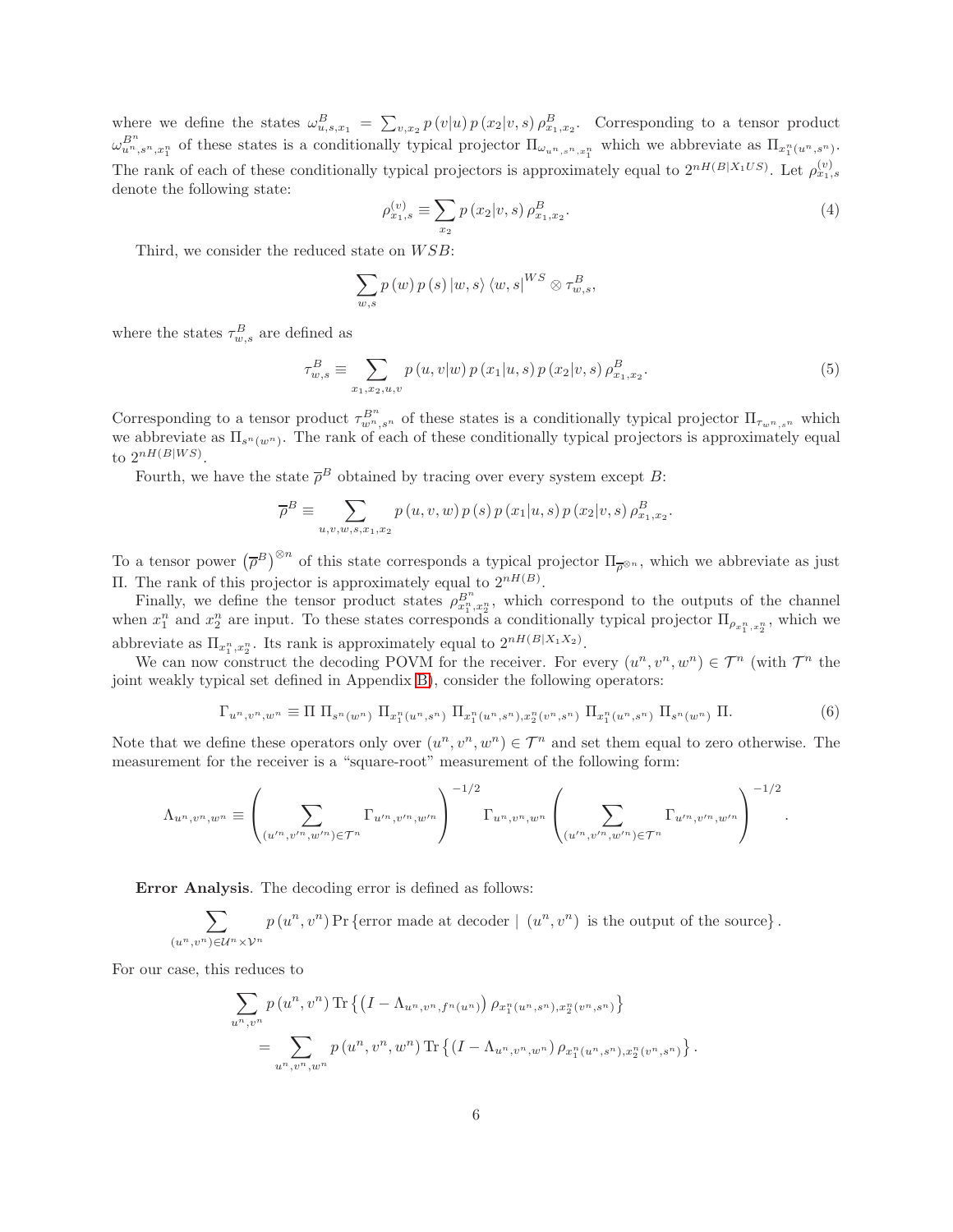where we define the states $\omega^B_{u,s,x_1} = \sum_{v,x_2} p(v|u)\, p(x_2|v,s)\, \rho^B_{x_1,x_2}$. Corresponding to a tensor product $\omega^{B^n}_{u^n,s^n,x_1^n}$ of these states is a conditionally typical projector $\Pi_{\omega_{u^n,s^n,x_1^n}}$ which we abbreviate as $\Pi_{x_1^n(u^n,s^n)}$. The rank of each of these conditionally typical projectors is approximately equal to $2^{nH(B|X_1US)}$. Let $\rho^{(v)}_{x_1,s}$ denote the following state:

$$\rho^{(v)}_{x_1,s} \equiv \sum_{x_2} p(x_2|v,s)\, \rho^B_{x_1,x_2}. \tag{4}$$

Third, we consider the reduced state on $WSB$:

$$\sum_{w,s} p(w)\, p(s)\, |w,s\rangle \langle w,s|^{WS} \otimes \tau^B_{w,s},$$

where the states $\tau^B_{w,s}$ are defined as

$$\tau^B_{w,s} \equiv \sum_{x_1,x_2,u,v} p(u,v|w)\, p(x_1|u,s)\, p(x_2|v,s)\, \rho^B_{x_1,x_2}. \tag{5}$$

Corresponding to a tensor product $\tau^{B^n}_{w^n,s^n}$ of these states is a conditionally typical projector $\Pi_{\tau_{w^n,s^n}}$ which we abbreviate as $\Pi_{s^n(w^n)}$. The rank of each of these conditionally typical projectors is approximately equal to $2^{nH(B|WS)}$.

Fourth, we have the state $\overline{\rho}^B$ obtained by tracing over every system except $B$:

$$\overline{\rho}^B \equiv \sum_{u,v,w,s,x_1,x_2} p(u,v,w)\, p(s)\, p(x_1|u,s)\, p(x_2|v,s)\, \rho^B_{x_1,x_2}.$$

To a tensor power $\left(\overline{\rho}^B\right)^{\otimes n}$ of this state corresponds a typical projector $\Pi_{\overline{\rho}^{\otimes n}}$, which we abbreviate as just $\Pi$. The rank of this projector is approximately equal to $2^{nH(B)}$.

Finally, we define the tensor product states $\rho^{B^n}_{x_1^n,x_2^n}$, which correspond to the outputs of the channel when $x_1^n$ and $x_2^n$ are input. To these states corresponds a conditionally typical projector $\Pi_{\rho_{x_1^n,x_2^n}}$, which we abbreviate as $\Pi_{x_1^n,x_2^n}$. Its rank is approximately equal to $2^{nH(B|X_1X_2)}$.

We can now construct the decoding POVM for the receiver. For every $(u^n,v^n,w^n) \in \mathcal{T}^n$ (with $\mathcal{T}^n$ the joint weakly typical set defined in Appendix B), consider the following operators:

$$\Gamma_{u^n,v^n,w^n} \equiv \Pi\ \Pi_{s^n(w^n)}\ \Pi_{x_1^n(u^n,s^n)}\ \Pi_{x_1^n(u^n,s^n),x_2^n(v^n,s^n)}\ \Pi_{x_1^n(u^n,s^n)}\ \Pi_{s^n(w^n)}\ \Pi. \tag{6}$$

Note that we define these operators only over $(u^n,v^n,w^n) \in \mathcal{T}^n$ and set them equal to zero otherwise. The measurement for the receiver is a "square-root" measurement of the following form:

$$\Lambda_{u^n,v^n,w^n} \equiv \left(\sum_{(u'^n,v'^n,w'^n)\in\mathcal{T}^n} \Gamma_{u'^n,v'^n,w'^n}\right)^{-1/2} \Gamma_{u^n,v^n,w^n} \left(\sum_{(u'^n,v'^n,w'^n)\in\mathcal{T}^n} \Gamma_{u'^n,v'^n,w'^n}\right)^{-1/2}.$$

**Error Analysis**. The decoding error is defined as follows:

$$\sum_{(u^n,v^n)\in\mathcal{U}^n\times\mathcal{V}^n} p(u^n,v^n) \Pr\{\text{error made at decoder} \mid (u^n,v^n) \text{ is the output of the source}\}.$$

For our case, this reduces to

$$\begin{aligned}
&\sum_{u^n,v^n} p(u^n,v^n) \operatorname{Tr}\left\{\left(I - \Lambda_{u^n,v^n,f^n(u^n)}\right) \rho_{x_1^n(u^n,s^n),x_2^n(v^n,s^n)}\right\} \\
&\quad = \sum_{u^n,v^n,w^n} p(u^n,v^n,w^n) \operatorname{Tr}\left\{\left(I - \Lambda_{u^n,v^n,w^n}\right) \rho_{x_1^n(u^n,s^n),x_2^n(v^n,s^n)}\right\}.
\end{aligned}$$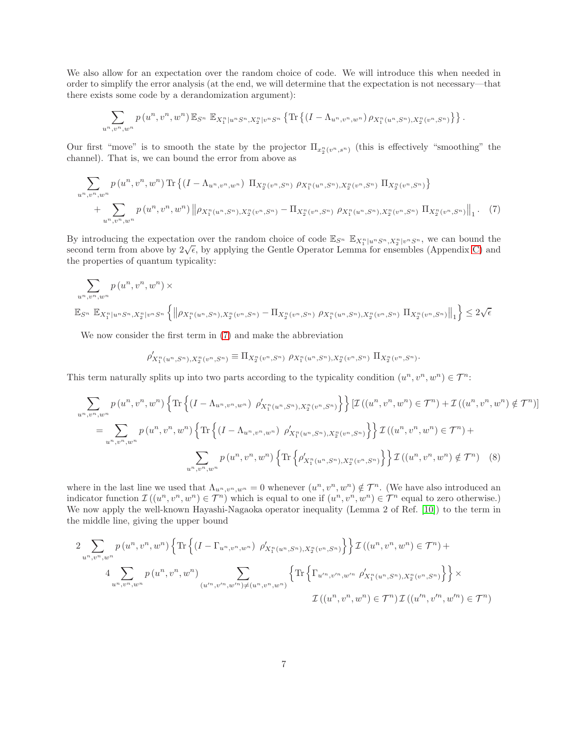We also allow for an expectation over the random choice of code. We will introduce this when needed in order to simplify the error analysis (at the end, we will determine that the expectation is not necessary—that there exists some code by a derandomization argument):

$$\sum_{u^n,v^n,w^n} p\left(u^n,v^n,w^n\right) \mathbb{E}_{S^n}\ \mathbb{E}_{X_1^n|u^n S^n, X_2^n|v^n S^n} \left\{ \mathrm{Tr}\left\{ \left(I - \Lambda_{u^n,v^n,w^n}\right) \rho_{X_1^n(u^n,S^n),X_2^n(v^n,S^n)} \right\} \right\}.$$

Our first "move" is to smooth the state by the projector $\Pi_{x_2^n(v^n,s^n)}$ (this is effectively "smoothing" the channel). That is, we can bound the error from above as

$$\sum_{u^n,v^n,w^n} p\left(u^n,v^n,w^n\right) \mathrm{Tr}\left\{ \left(I - \Lambda_{u^n,v^n,w^n}\right)\ \Pi_{X_2^n(v^n,S^n)}\ \rho_{X_1^n(u^n,S^n),X_2^n(v^n,S^n)}\ \Pi_{X_2^n(v^n,S^n)} \right\}$$
$$+ \sum_{u^n,v^n,w^n} p\left(u^n,v^n,w^n\right) \left\| \rho_{X_1^n(u^n,S^n),X_2^n(v^n,S^n)} - \Pi_{X_2^n(v^n,S^n)}\ \rho_{X_1^n(u^n,S^n),X_2^n(v^n,S^n)}\ \Pi_{X_2^n(v^n,S^n)} \right\|_1. \quad (7)$$

By introducing the expectation over the random choice of code $\mathbb{E}_{S^n}\ \mathbb{E}_{X_1^n|u^n S^n, X_2^n|v^n S^n}$, we can bound the second term from above by $2\sqrt{\epsilon}$, by applying the Gentle Operator Lemma for ensembles (Appendix C) and the properties of quantum typicality:

$$\sum_{u^n,v^n,w^n} p\left(u^n,v^n,w^n\right) \times$$
$$\mathbb{E}_{S^n}\ \mathbb{E}_{X_1^n|u^n S^n, X_2^n|v^n S^n} \left\{ \left\| \rho_{X_1^n(u^n,S^n),X_2^n(v^n,S^n)} - \Pi_{X_2^n(v^n,S^n)}\ \rho_{X_1^n(u^n,S^n),X_2^n(v^n,S^n)}\ \Pi_{X_2^n(v^n,S^n)} \right\|_1 \right\} \leq 2\sqrt{\epsilon}$$

We now consider the first term in (7) and make the abbreviation

$$\rho'_{X_1^n(u^n,S^n),X_2^n(v^n,S^n)} \equiv \Pi_{X_2^n(v^n,S^n)}\ \rho_{X_1^n(u^n,S^n),X_2^n(v^n,S^n)}\ \Pi_{X_2^n(v^n,S^n)}.$$

This term naturally splits up into two parts according to the typicality condition $(u^n,v^n,w^n) \in \mathcal{T}^n$:

$$\sum_{u^n,v^n,w^n} p\left(u^n,v^n,w^n\right) \left\{ \mathrm{Tr}\left\{ \left(I - \Lambda_{u^n,v^n,w^n}\right)\ \rho'_{X_1^n(u^n,S^n),X_2^n(v^n,S^n)} \right\} \right\} \left[ \mathcal{I}\left((u^n,v^n,w^n) \in \mathcal{T}^n\right) + \mathcal{I}\left((u^n,v^n,w^n) \notin \mathcal{T}^n\right) \right]$$
$$= \sum_{u^n,v^n,w^n} p\left(u^n,v^n,w^n\right) \left\{ \mathrm{Tr}\left\{ \left(I - \Lambda_{u^n,v^n,w^n}\right)\ \rho'_{X_1^n(u^n,S^n),X_2^n(v^n,S^n)} \right\} \right\} \mathcal{I}\left((u^n,v^n,w^n) \in \mathcal{T}^n\right) +$$
$$\sum_{u^n,v^n,w^n} p\left(u^n,v^n,w^n\right) \left\{ \mathrm{Tr}\left\{ \rho'_{X_1^n(u^n,S^n),X_2^n(v^n,S^n)} \right\} \right\} \mathcal{I}\left((u^n,v^n,w^n) \notin \mathcal{T}^n\right) \quad (8)$$

where in the last line we used that $\Lambda_{u^n,v^n,w^n} = 0$ whenever $(u^n,v^n,w^n) \notin \mathcal{T}^n$. (We have also introduced an indicator function $\mathcal{I}\left((u^n,v^n,w^n) \in \mathcal{T}^n\right)$ which is equal to one if $(u^n,v^n,w^n) \in \mathcal{T}^n$ equal to zero otherwise.) We now apply the well-known Hayashi-Nagaoka operator inequality (Lemma 2 of Ref. [10]) to the term in the middle line, giving the upper bound

$$2 \sum_{u^n,v^n,w^n} p\left(u^n,v^n,w^n\right) \left\{ \mathrm{Tr}\left\{ \left(I - \Gamma_{u^n,v^n,w^n}\right)\ \rho'_{X_1^n(u^n,S^n),X_2^n(v^n,S^n)} \right\} \right\} \mathcal{I}\left((u^n,v^n,w^n) \in \mathcal{T}^n\right) +$$
$$4 \sum_{u^n,v^n,w^n} p\left(u^n,v^n,w^n\right) \sum_{(u'^n,v'^n,w'^n) \neq (u^n,v^n,w^n)} \left\{ \mathrm{Tr}\left\{ \Gamma_{u'^n,v'^n,w'^n}\ \rho'_{X_1^n(u^n,S^n),X_2^n(v^n,S^n)} \right\} \right\} \times$$
$$\mathcal{I}\left((u^n,v^n,w^n) \in \mathcal{T}^n\right) \mathcal{I}\left((u'^n,v'^n,w'^n) \in \mathcal{T}^n\right)$$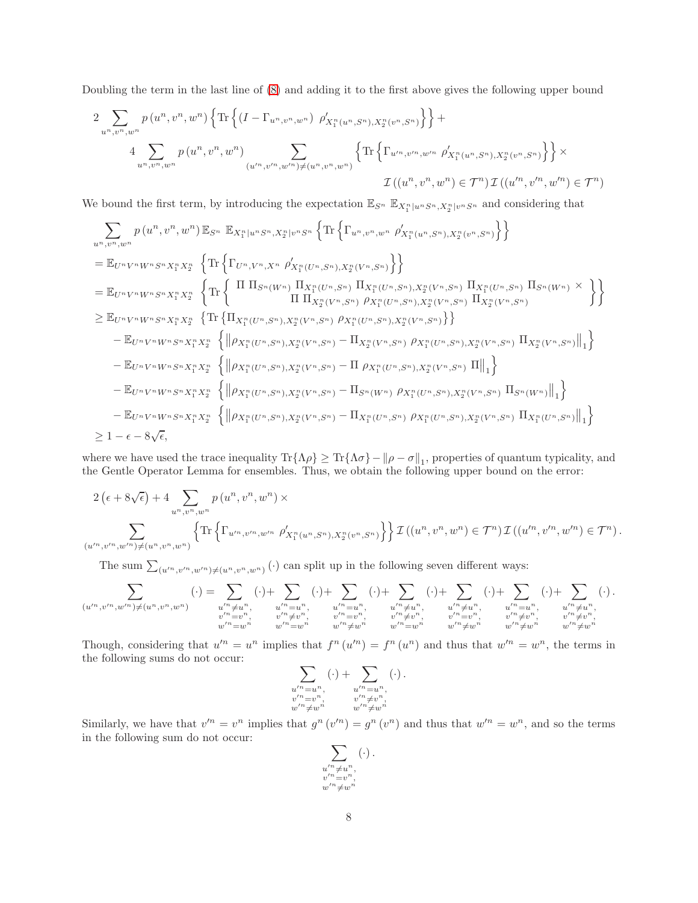Doubling the term in the last line of (8) and adding it to the first above gives the following upper bound

$$
\begin{aligned}
2 \sum_{u^n,v^n,w^n} p\left(u^n,v^n,w^n\right) \left\{ \mathrm{Tr}\left\{ \left(I - \Gamma_{u^n,v^n,w^n}\right) \ \rho'_{X_1^n(u^n,S^n),X_2^n(v^n,S^n)} \right\} \right\} + \\
4 \sum_{u^n,v^n,w^n} p\left(u^n,v^n,w^n\right) \sum_{\left(u'^n,v'^n,w'^n\right)\neq\left(u^n,v^n,w^n\right)} \left\{ \mathrm{Tr}\left\{ \Gamma_{u'^n,v'^n,w'^n} \ \rho'_{X_1^n(u^n,S^n),X_2^n(v^n,S^n)} \right\} \right\} \times \\
\mathcal{I}\left(\left(u^n,v^n,w^n\right)\in\mathcal{T}^n\right) \mathcal{I}\left(\left(u'^n,v'^n,w'^n\right)\in\mathcal{T}^n\right)
\end{aligned}
$$

We bound the first term, by introducing the expectation $\mathbb{E}_{S^n} \ \mathbb{E}_{X_1^n|u^nS^n,X_2^n|v^nS^n}$ and considering that

$$
\begin{aligned}
&\sum_{u^n,v^n,w^n} p\left(u^n,v^n,w^n\right) \mathbb{E}_{S^n} \ \mathbb{E}_{X_1^n|u^nS^n,X_2^n|v^nS^n} \left\{ \mathrm{Tr}\left\{ \Gamma_{u^n,v^n,w^n} \ \rho'_{X_1^n(u^n,S^n),X_2^n(v^n,S^n)} \right\} \right\} \\
&= \mathbb{E}_{U^nV^nW^nS^nX_1^nX_2^n} \ \left\{ \mathrm{Tr}\left\{ \Gamma_{U^n,V^n,X^n} \ \rho'_{X_1^n(U^n,S^n),X_2^n(V^n,S^n)} \right\} \right\} \\
&= \mathbb{E}_{U^nV^nW^nS^nX_1^nX_2^n} \ \left\{ \mathrm{Tr}\left\{ \begin{array}{c} \Pi \ \Pi_{S^n(W^n)} \ \Pi_{X_1^n(U^n,S^n)} \ \Pi_{X_1^n(U^n,S^n),X_2^n(V^n,S^n)} \ \Pi_{X_1^n(U^n,S^n)} \ \Pi_{S^n(W^n)} \ \times \\ \Pi \ \Pi_{X_2^n(V^n,S^n)} \ \rho_{X_1^n(U^n,S^n),X_2^n(V^n,S^n)} \ \Pi_{X_2^n(V^n,S^n)} \end{array} \right\} \right\} \\
&\geq \mathbb{E}_{U^nV^nW^nS^nX_1^nX_2^n} \ \left\{ \mathrm{Tr}\left\{ \Pi_{X_1^n(U^n,S^n),X_2^n(V^n,S^n)} \ \rho_{X_1^n(U^n,S^n),X_2^n(V^n,S^n)} \right\} \right\} \\
&\quad - \mathbb{E}_{U^nV^nW^nS^nX_1^nX_2^n} \ \left\{ \left\| \rho_{X_1^n(U^n,S^n),X_2^n(V^n,S^n)} - \Pi_{X_2^n(V^n,S^n)} \ \rho_{X_1^n(U^n,S^n),X_2^n(V^n,S^n)} \ \Pi_{X_2^n(V^n,S^n)} \right\|_1 \right\} \\
&\quad - \mathbb{E}_{U^nV^nW^nS^nX_1^nX_2^n} \ \left\{ \left\| \rho_{X_1^n(U^n,S^n),X_2^n(V^n,S^n)} - \Pi \ \rho_{X_1^n(U^n,S^n),X_2^n(V^n,S^n)} \ \Pi \right\|_1 \right\} \\
&\quad - \mathbb{E}_{U^nV^nW^nS^nX_1^nX_2^n} \ \left\{ \left\| \rho_{X_1^n(U^n,S^n),X_2^n(V^n,S^n)} - \Pi_{S^n(W^n)} \ \rho_{X_1^n(U^n,S^n),X_2^n(V^n,S^n)} \ \Pi_{S^n(W^n)} \right\|_1 \right\} \\
&\quad - \mathbb{E}_{U^nV^nW^nS^nX_1^nX_2^n} \ \left\{ \left\| \rho_{X_1^n(U^n,S^n),X_2^n(V^n,S^n)} - \Pi_{X_1^n(U^n,S^n)} \ \rho_{X_1^n(U^n,S^n),X_2^n(V^n,S^n)} \ \Pi_{X_1^n(U^n,S^n)} \right\|_1 \right\} \\
&\geq 1 - \epsilon - 8\sqrt{\epsilon},
\end{aligned}
$$

where we have used the trace inequality $\mathrm{Tr}\{\Lambda\rho\} \geq \mathrm{Tr}\{\Lambda\sigma\} - \|\rho - \sigma\|_1$, properties of quantum typicality, and the Gentle Operator Lemma for ensembles. Thus, we obtain the following upper bound on the error:

$$
\begin{aligned}
&2\left(\epsilon + 8\sqrt{\epsilon}\right) + 4 \sum_{u^n,v^n,w^n} p\left(u^n,v^n,w^n\right) \times \\
&\sum_{\left(u'^n,v'^n,w'^n\right)\neq\left(u^n,v^n,w^n\right)} \left\{ \mathrm{Tr}\left\{ \Gamma_{u'^n,v'^n,w'^n} \ \rho'_{X_1^n(u^n,S^n),X_2^n(v^n,S^n)} \right\} \right\} \mathcal{I}\left(\left(u^n,v^n,w^n\right)\in\mathcal{T}^n\right) \mathcal{I}\left(\left(u'^n,v'^n,w'^n\right)\in\mathcal{T}^n\right).
\end{aligned}
$$

The sum $\sum_{\left(u'^n,v'^n,w'^n\right)\neq\left(u^n,v^n,w^n\right)} (\cdot)$ can split up in the following seven different ways:

$$
\sum_{\left(u'^n,v'^n,w'^n\right)\neq\left(u^n,v^n,w^n\right)} (\cdot) = \sum_{\substack{u'^n\neq u^n,\\ v'^n=v^n,\\ w'^n=w^n}} (\cdot) + \sum_{\substack{u'^n=u^n,\\ v'^n\neq v^n,\\ w'^n=w^n}} (\cdot) + \sum_{\substack{u'^n=u^n,\\ v'^n=v^n,\\ w'^n\neq w^n}} (\cdot) + \sum_{\substack{u'^n\neq u^n,\\ v'^n\neq v^n,\\ w'^n=w^n}} (\cdot) + \sum_{\substack{u'^n\neq u^n,\\ v'^n=v^n,\\ w'^n\neq w^n}} (\cdot) + \sum_{\substack{u'^n=u^n,\\ v'^n\neq v^n,\\ w'^n\neq w^n}} (\cdot) + \sum_{\substack{u'^n\neq u^n,\\ v'^n\neq v^n,\\ w'^n\neq w^n}} (\cdot).
$$

Though, considering that $u'^n = u^n$ implies that $f^n\left(u'^n\right) = f^n\left(u^n\right)$ and thus that $w'^n = w^n$, the terms in the following sums do not occur:

$$
\sum_{\substack{u'^n=u^n,\\ v'^n=v^n,\\ w'^n\neq w^n}} (\cdot) + \sum_{\substack{u'^n=u^n,\\ v'^n\neq v^n,\\ w'^n\neq w^n}} (\cdot).
$$

Similarly, we have that $v'^n = v^n$ implies that $g^n\left(v'^n\right) = g^n\left(v^n\right)$ and thus that $w'^n = w^n$, and so the terms in the following sum do not occur:

$$
\sum_{\substack{u'^n\neq u^n,\\ v'^n=v^n,\\ w'^n\neq w^n}} (\cdot).
$$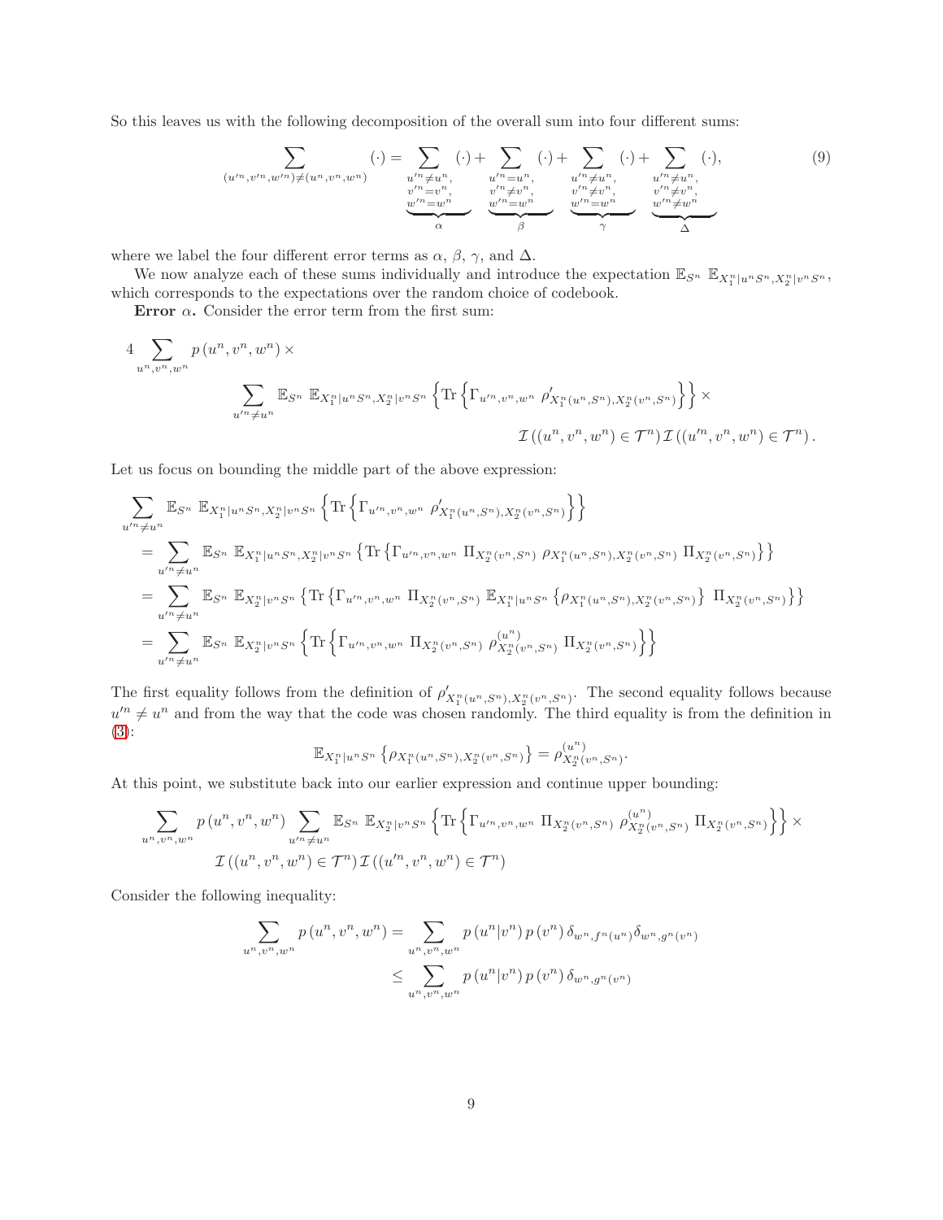So this leaves us with the following decomposition of the overall sum into four different sums:

$$\sum_{(u'^n,v'^n,w'^n)\neq(u^n,v^n,w^n)}(\cdot) = \underbrace{\sum_{\substack{u'^n\neq u^n,\\ v'^n=v^n,\\ w'^n=w^n}}(\cdot)}_{\alpha} + \underbrace{\sum_{\substack{u'^n=u^n,\\ v'^n\neq v^n,\\ w'^n=w^n}}(\cdot)}_{\beta} + \underbrace{\sum_{\substack{u'^n\neq u^n,\\ v'^n\neq v^n,\\ w'^n=w^n}}(\cdot)}_{\gamma} + \underbrace{\sum_{\substack{u'^n\neq u^n,\\ v'^n\neq v^n,\\ w'^n\neq w^n}}(\cdot)}_{\Delta}, \tag{9}$$

where we label the four different error terms as $\alpha$, $\beta$, $\gamma$, and $\Delta$.

We now analyze each of these sums individually and introduce the expectation $\mathbb{E}_{S^n}\ \mathbb{E}_{X_1^n|u^nS^n,X_2^n|v^nS^n}$, which corresponds to the expectations over the random choice of codebook.

**Error $\alpha$.** Consider the error term from the first sum:

$$4\sum_{u^n,v^n,w^n} p\left(u^n,v^n,w^n\right)\times$$
$$\sum_{u'^n\neq u^n}\mathbb{E}_{S^n}\ \mathbb{E}_{X_1^n|u^nS^n,X_2^n|v^nS^n}\left\{\mathrm{Tr}\left\{\Gamma_{u'^n,v^n,w^n}\ \rho'_{X_1^n(u^n,S^n),X_2^n(v^n,S^n)}\right\}\right\}\times$$
$$\mathcal{I}\left(\left(u^n,v^n,w^n\right)\in\mathcal{T}^n\right)\mathcal{I}\left(\left(u'^n,v^n,w^n\right)\in\mathcal{T}^n\right).$$

Let us focus on bounding the middle part of the above expression:

$$\begin{aligned}
&\sum_{u'^n\neq u^n}\mathbb{E}_{S^n}\ \mathbb{E}_{X_1^n|u^nS^n,X_2^n|v^nS^n}\left\{\mathrm{Tr}\left\{\Gamma_{u'^n,v^n,w^n}\ \rho'_{X_1^n(u^n,S^n),X_2^n(v^n,S^n)}\right\}\right\}\\
&=\sum_{u'^n\neq u^n}\mathbb{E}_{S^n}\ \mathbb{E}_{X_1^n|u^nS^n,X_2^n|v^nS^n}\left\{\mathrm{Tr}\left\{\Gamma_{u'^n,v^n,w^n}\ \Pi_{X_2^n(v^n,S^n)}\ \rho_{X_1^n(u^n,S^n),X_2^n(v^n,S^n)}\ \Pi_{X_2^n(v^n,S^n)}\right\}\right\}\\
&=\sum_{u'^n\neq u^n}\mathbb{E}_{S^n}\ \mathbb{E}_{X_2^n|v^nS^n}\left\{\mathrm{Tr}\left\{\Gamma_{u'^n,v^n,w^n}\ \Pi_{X_2^n(v^n,S^n)}\ \mathbb{E}_{X_1^n|u^nS^n}\left\{\rho_{X_1^n(u^n,S^n),X_2^n(v^n,S^n)}\right\}\ \Pi_{X_2^n(v^n,S^n)}\right\}\right\}\\
&=\sum_{u'^n\neq u^n}\mathbb{E}_{S^n}\ \mathbb{E}_{X_2^n|v^nS^n}\left\{\mathrm{Tr}\left\{\Gamma_{u'^n,v^n,w^n}\ \Pi_{X_2^n(v^n,S^n)}\ \rho^{(u^n)}_{X_2^n(v^n,S^n)}\ \Pi_{X_2^n(v^n,S^n)}\right\}\right\}
\end{aligned}$$

The first equality follows from the definition of $\rho'_{X_1^n(u^n,S^n),X_2^n(v^n,S^n)}$. The second equality follows because $u'^n\neq u^n$ and from the way that the code was chosen randomly. The third equality is from the definition in (3):

$$\mathbb{E}_{X_1^n|u^nS^n}\left\{\rho_{X_1^n(u^n,S^n),X_2^n(v^n,S^n)}\right\}=\rho^{(u^n)}_{X_2^n(v^n,S^n)}.$$

At this point, we substitute back into our earlier expression and continue upper bounding:

$$\sum_{u^n,v^n,w^n}p\left(u^n,v^n,w^n\right)\sum_{u'^n\neq u^n}\mathbb{E}_{S^n}\ \mathbb{E}_{X_2^n|v^nS^n}\left\{\mathrm{Tr}\left\{\Gamma_{u'^n,v^n,w^n}\ \Pi_{X_2^n(v^n,S^n)}\ \rho^{(u^n)}_{X_2^n(v^n,S^n)}\ \Pi_{X_2^n(v^n,S^n)}\right\}\right\}\times$$
$$\mathcal{I}\left(\left(u^n,v^n,w^n\right)\in\mathcal{T}^n\right)\mathcal{I}\left(\left(u'^n,v^n,w^n\right)\in\mathcal{T}^n\right)$$

Consider the following inequality:

$$\begin{aligned}
\sum_{u^n,v^n,w^n}p\left(u^n,v^n,w^n\right)&=\sum_{u^n,v^n,w^n}p\left(u^n|v^n\right)p\left(v^n\right)\delta_{w^n,f^n(u^n)}\delta_{w^n,g^n(v^n)}\\
&\leq\sum_{u^n,v^n,w^n}p\left(u^n|v^n\right)p\left(v^n\right)\delta_{w^n,g^n(v^n)}
\end{aligned}$$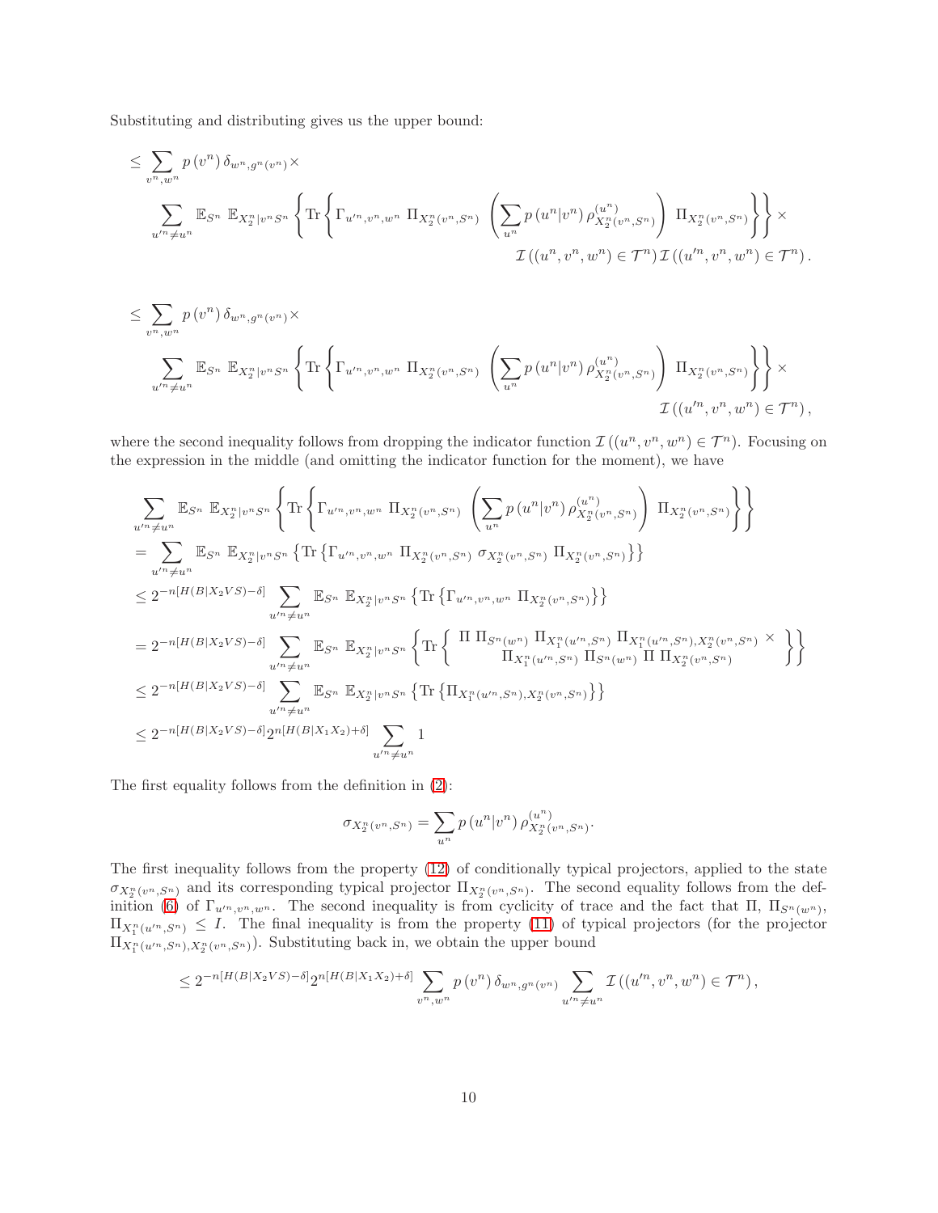Substituting and distributing gives us the upper bound:

$$
\leq \sum_{v^n,w^n} p\left(v^n\right)\delta_{w^n,g^n(v^n)}\times
$$

$$
\sum_{u'^n\neq u^n} \mathbb{E}_{S^n}\ \mathbb{E}_{X_2^n|v^nS^n}\left\{\mathrm{Tr}\left\{\Gamma_{u'^n,v^n,w^n}\ \Pi_{X_2^n(v^n,S^n)}\ \left(\sum_{u^n} p\left(u^n|v^n\right)\rho^{(u^n)}_{X_2^n(v^n,S^n)}\right)\ \Pi_{X_2^n(v^n,S^n)}\right\}\right\}\times
$$

$$
\mathcal{I}\left((u^n,v^n,w^n)\in\mathcal{T}^n\right)\mathcal{I}\left((u'^n,v^n,w^n)\in\mathcal{T}^n\right).
$$

$$
\leq \sum_{v^n,w^n} p\left(v^n\right)\delta_{w^n,g^n(v^n)}\times
$$

$$
\sum_{u'^n\neq u^n} \mathbb{E}_{S^n}\ \mathbb{E}_{X_2^n|v^nS^n}\left\{\mathrm{Tr}\left\{\Gamma_{u'^n,v^n,w^n}\ \Pi_{X_2^n(v^n,S^n)}\ \left(\sum_{u^n} p\left(u^n|v^n\right)\rho^{(u^n)}_{X_2^n(v^n,S^n)}\right)\ \Pi_{X_2^n(v^n,S^n)}\right\}\right\}\times
$$

$$
\mathcal{I}\left((u'^n,v^n,w^n)\in\mathcal{T}^n\right),
$$

where the second inequality follows from dropping the indicator function $\mathcal{I}\left((u^n,v^n,w^n)\in\mathcal{T}^n\right)$. Focusing on the expression in the middle (and omitting the indicator function for the moment), we have

$$
\sum_{u'^n\neq u^n} \mathbb{E}_{S^n}\ \mathbb{E}_{X_2^n|v^nS^n}\left\{\mathrm{Tr}\left\{\Gamma_{u'^n,v^n,w^n}\ \Pi_{X_2^n(v^n,S^n)}\ \left(\sum_{u^n} p\left(u^n|v^n\right)\rho^{(u^n)}_{X_2^n(v^n,S^n)}\right)\ \Pi_{X_2^n(v^n,S^n)}\right\}\right\}
$$

$$
= \sum_{u'^n\neq u^n} \mathbb{E}_{S^n}\ \mathbb{E}_{X_2^n|v^nS^n}\left\{\mathrm{Tr}\left\{\Gamma_{u'^n,v^n,w^n}\ \Pi_{X_2^n(v^n,S^n)}\ \sigma_{X_2^n(v^n,S^n)}\ \Pi_{X_2^n(v^n,S^n)}\right\}\right\}
$$

$$
\leq 2^{-n[H(B|X_2VS)-\delta]} \sum_{u'^n\neq u^n} \mathbb{E}_{S^n}\ \mathbb{E}_{X_2^n|v^nS^n}\left\{\mathrm{Tr}\left\{\Gamma_{u'^n,v^n,w^n}\ \Pi_{X_2^n(v^n,S^n)}\right\}\right\}
$$

$$
= 2^{-n[H(B|X_2VS)-\delta]} \sum_{u'^n\neq u^n} \mathbb{E}_{S^n}\ \mathbb{E}_{X_2^n|v^nS^n}\left\{\mathrm{Tr}\left\{\begin{array}{c}\Pi\ \Pi_{S^n(w^n)}\ \Pi_{X_1^n(u'^n,S^n)}\ \Pi_{X_1^n(u'^n,S^n),X_2^n(v^n,S^n)}\ \times \\ \Pi_{X_1^n(u'^n,S^n)}\ \Pi_{S^n(w^n)}\ \Pi\ \Pi_{X_2^n(v^n,S^n)}\end{array}\right\}\right\}
$$

$$
\leq 2^{-n[H(B|X_2VS)-\delta]} \sum_{u'^n\neq u^n} \mathbb{E}_{S^n}\ \mathbb{E}_{X_2^n|v^nS^n}\left\{\mathrm{Tr}\left\{\Pi_{X_1^n(u'^n,S^n),X_2^n(v^n,S^n)}\right\}\right\}
$$

$$
\leq 2^{-n[H(B|X_2VS)-\delta]} 2^{n[H(B|X_1X_2)+\delta]} \sum_{u'^n\neq u^n} 1
$$

The first equality follows from the definition in (2):

$$
\sigma_{X_2^n(v^n,S^n)} = \sum_{u^n} p\left(u^n|v^n\right)\rho^{(u^n)}_{X_2^n(v^n,S^n)}.
$$

The first inequality follows from the property (12) of conditionally typical projectors, applied to the state $\sigma_{X_2^n(v^n,S^n)}$ and its corresponding typical projector $\Pi_{X_2^n(v^n,S^n)}$. The second equality follows from the definition (6) of $\Gamma_{u'^n,v^n,w^n}$. The second inequality is from cyclicity of trace and the fact that $\Pi$, $\Pi_{S^n(w^n)}$, $\Pi_{X_1^n(u'^n,S^n)} \leq I$. The final inequality is from the property (11) of typical projectors (for the projector $\Pi_{X_1^n(u'^n,S^n),X_2^n(v^n,S^n)}$). Substituting back in, we obtain the upper bound

$$
\leq 2^{-n[H(B|X_2VS)-\delta]} 2^{n[H(B|X_1X_2)+\delta]} \sum_{v^n,w^n} p\left(v^n\right)\delta_{w^n,g^n(v^n)} \sum_{u'^n\neq u^n} \mathcal{I}\left((u'^n,v^n,w^n)\in\mathcal{T}^n\right),
$$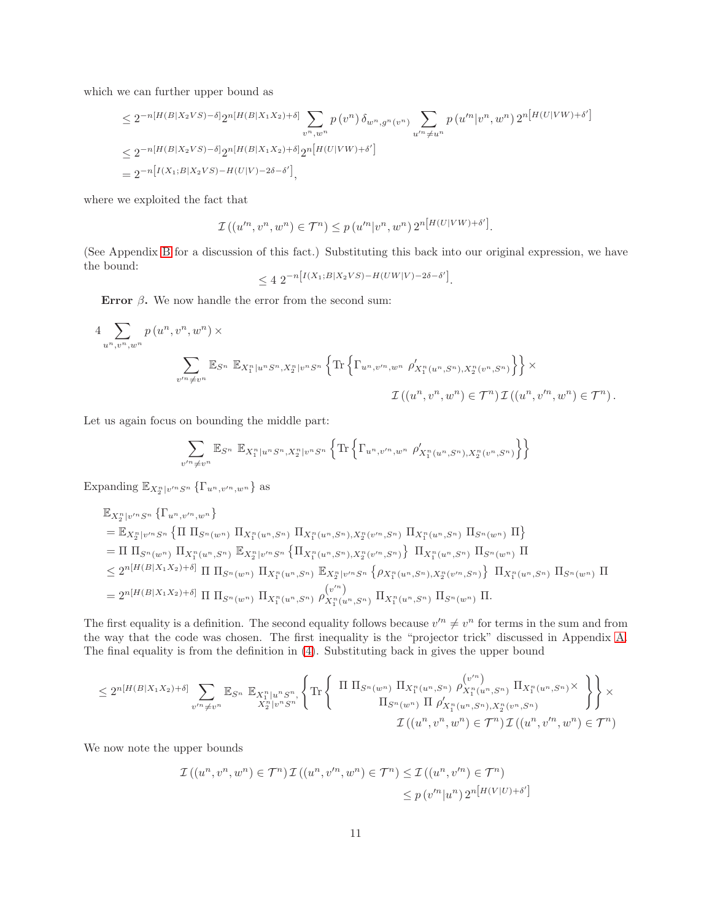which we can further upper bound as

$$
\begin{aligned}
&\leq 2^{-n[H(B|X_2VS)-\delta]} 2^{n[H(B|X_1X_2)+\delta]} \sum_{v^n,w^n} p(v^n)\,\delta_{w^n,g^n(v^n)} \sum_{u'^n \neq u^n} p(u'^n|v^n,w^n)\, 2^{n\left[H(U|VW)+\delta'\right]} \\
&\leq 2^{-n[H(B|X_2VS)-\delta]} 2^{n[H(B|X_1X_2)+\delta]} 2^{n\left[H(U|VW)+\delta'\right]} \\
&= 2^{-n\left[I(X_1;B|X_2VS)-H(U|V)-2\delta-\delta'\right]},
\end{aligned}
$$

where we exploited the fact that

$$
\mathcal{I}\left((u'^n,v^n,w^n)\in\mathcal{T}^n\right) \leq p(u'^n|v^n,w^n)\, 2^{n\left[H(U|VW)+\delta'\right]}.
$$

(See Appendix B for a discussion of this fact.) Substituting this back into our original expression, we have the bound:

$$
\leq 4\; 2^{-n\left[I(X_1;B|X_2VS)-H(UW|V)-2\delta-\delta'\right]}.
$$

**Error $\beta$.** We now handle the error from the second sum:

$$
\begin{aligned}
4 \sum_{u^n,v^n,w^n} p(u^n,v^n,w^n) \times \\
\sum_{v'^n\neq v^n} \mathbb{E}_{S^n}\ \mathbb{E}_{X_1^n|u^nS^n,X_2^n|v^nS^n} \left\{ \text{Tr}\left\{ \Gamma_{u^n,v'^n,w^n}\ \rho'_{X_1^n(u^n,S^n),X_2^n(v^n,S^n)} \right\}\right\} \times \\
\mathcal{I}\left((u^n,v^n,w^n)\in\mathcal{T}^n\right)\mathcal{I}\left((u^n,v'^n,w^n)\in\mathcal{T}^n\right).
\end{aligned}
$$

Let us again focus on bounding the middle part:

$$
\sum_{v'^n\neq v^n} \mathbb{E}_{S^n}\ \mathbb{E}_{X_1^n|u^nS^n,X_2^n|v^nS^n} \left\{ \text{Tr}\left\{ \Gamma_{u^n,v'^n,w^n}\ \rho'_{X_1^n(u^n,S^n),X_2^n(v^n,S^n)} \right\}\right\}
$$

Expanding $\mathbb{E}_{X_2^n|v'^nS^n}\left\{\Gamma_{u^n,v'^n,w^n}\right\}$ as

$$
\begin{aligned}
&\mathbb{E}_{X_2^n|v'^nS^n}\left\{\Gamma_{u^n,v'^n,w^n}\right\} \\
&= \mathbb{E}_{X_2^n|v'^nS^n}\left\{\Pi\ \Pi_{S^n(w^n)}\ \Pi_{X_1^n(u^n,S^n)}\ \Pi_{X_1^n(u^n,S^n),X_2^n(v'^n,S^n)}\ \Pi_{X_1^n(u^n,S^n)}\ \Pi_{S^n(w^n)}\ \Pi\right\} \\
&= \Pi\ \Pi_{S^n(w^n)}\ \Pi_{X_1^n(u^n,S^n)}\ \mathbb{E}_{X_2^n|v'^nS^n}\left\{\Pi_{X_1^n(u^n,S^n),X_2^n(v'^n,S^n)}\right\}\ \Pi_{X_1^n(u^n,S^n)}\ \Pi_{S^n(w^n)}\ \Pi \\
&\leq 2^{n[H(B|X_1X_2)+\delta]}\ \Pi\ \Pi_{S^n(w^n)}\ \Pi_{X_1^n(u^n,S^n)}\ \mathbb{E}_{X_2^n|v'^nS^n}\left\{\rho_{X_1^n(u^n,S^n),X_2^n(v'^n,S^n)}\right\}\ \Pi_{X_1^n(u^n,S^n)}\ \Pi_{S^n(w^n)}\ \Pi \\
&= 2^{n[H(B|X_1X_2)+\delta]}\ \Pi\ \Pi_{S^n(w^n)}\ \Pi_{X_1^n(u^n,S^n)}\ \rho^{(v'^n)}_{X_1^n(u^n,S^n)}\ \Pi_{X_1^n(u^n,S^n)}\ \Pi_{S^n(w^n)}\ \Pi.
\end{aligned}
$$

The first equality is a definition. The second equality follows because $v'^n \neq v^n$ for terms in the sum and from the way that the code was chosen. The first inequality is the "projector trick" discussed in Appendix A. The final equality is from the definition in (4). Substituting back in gives the upper bound

$$
\begin{aligned}
\leq 2^{n[H(B|X_1X_2)+\delta]} \sum_{v'^n\neq v^n} \mathbb{E}_{S^n}\ \mathbb{E}_{\substack{X_1^n|u^nS^n,\\ X_2^n|v^nS^n}} \left\{ \text{Tr}\left\{ \begin{array}{c} \Pi\ \Pi_{S^n(w^n)}\ \Pi_{X_1^n(u^n,S^n)}\ \rho^{(v'^n)}_{X_1^n(u^n,S^n)}\ \Pi_{X_1^n(u^n,S^n)} \times \\ \Pi_{S^n(w^n)}\ \Pi\ \rho'_{X_1^n(u^n,S^n),X_2^n(v^n,S^n)} \end{array} \right\}\right\} \times \\
\mathcal{I}\left((u^n,v^n,w^n)\in\mathcal{T}^n\right)\mathcal{I}\left((u^n,v'^n,w^n)\in\mathcal{T}^n\right)
\end{aligned}
$$

We now note the upper bounds

$$
\begin{aligned}
\mathcal{I}\left((u^n,v^n,w^n)\in\mathcal{T}^n\right)\mathcal{I}\left((u^n,v'^n,w^n)\in\mathcal{T}^n\right) &\leq \mathcal{I}\left((u^n,v'^n)\in\mathcal{T}^n\right) \\
&\leq p(v'^n|u^n)\, 2^{n\left[H(V|U)+\delta'\right]}
\end{aligned}
$$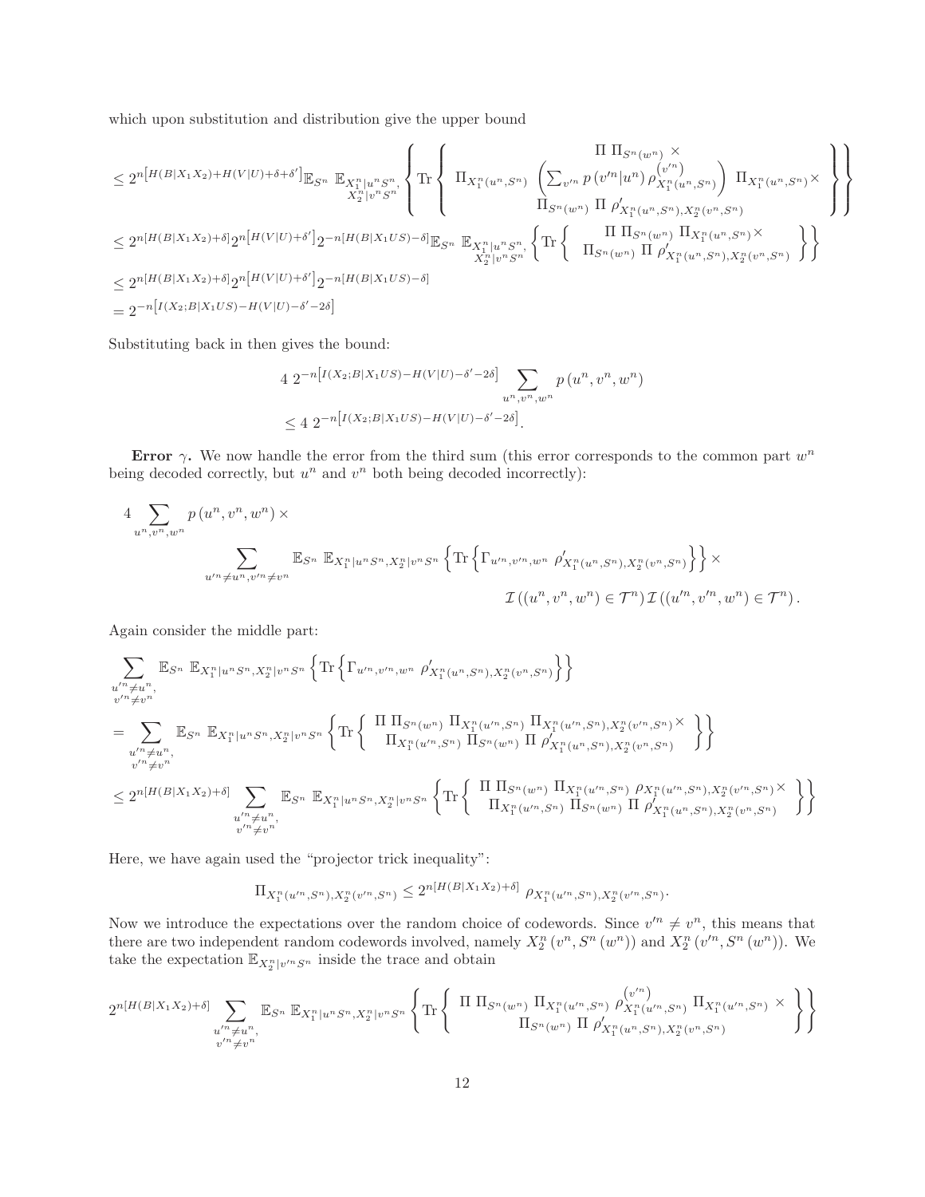which upon substitution and distribution give the upper bound

$$
\begin{aligned}
&\leq 2^{n\left[H(B|X_1X_2)+H(V|U)+\delta+\delta'\right]}\mathbb{E}_{S^n}\ \mathbb{E}_{\substack{X_1^n|u^nS^n,\\ X_2^n|v^nS^n}}\left\{\mathrm{Tr}\left\{\begin{array}{c}\Pi\ \Pi_{S^n(w^n)}\ \times \\ \Pi_{X_1^n(u^n,S^n)}\ \left(\sum_{v'^n} p\left(v'^n|u^n\right)\rho^{(v'^n)}_{X_1^n(u^n,S^n)}\right)\ \Pi_{X_1^n(u^n,S^n)}\times \\ \Pi_{S^n(w^n)}\ \Pi\ \rho'_{X_1^n(u^n,S^n),X_2^n(v^n,S^n)}\end{array}\right\}\right\} \\
&\leq 2^{n[H(B|X_1X_2)+\delta]}2^{n\left[H(V|U)+\delta'\right]}2^{-n[H(B|X_1US)-\delta]}\mathbb{E}_{S^n}\ \mathbb{E}_{\substack{X_1^n|u^nS^n,\\ X_2^n|v^nS^n}}\left\{\mathrm{Tr}\left\{\begin{array}{c}\Pi\ \Pi_{S^n(w^n)}\ \Pi_{X_1^n(u^n,S^n)}\times \\ \Pi_{S^n(w^n)}\ \Pi\ \rho'_{X_1^n(u^n,S^n),X_2^n(v^n,S^n)}\end{array}\right\}\right\} \\
&\leq 2^{n[H(B|X_1X_2)+\delta]}2^{n\left[H(V|U)+\delta'\right]}2^{-n[H(B|X_1US)-\delta]} \\
&= 2^{-n\left[I(X_2;B|X_1US)-H(V|U)-\delta'-2\delta\right]}
\end{aligned}
$$

Substituting back in then gives the bound:

$$
\begin{aligned}
&4\ 2^{-n\left[I(X_2;B|X_1US)-H(V|U)-\delta'-2\delta\right]}\sum_{u^n,v^n,w^n} p\left(u^n,v^n,w^n\right) \\
&\leq 4\ 2^{-n\left[I(X_2;B|X_1US)-H(V|U)-\delta'-2\delta\right]}.
\end{aligned}
$$

**Error $\gamma$.** We now handle the error from the third sum (this error corresponds to the common part $w^n$ being decoded correctly, but $u^n$ and $v^n$ both being decoded incorrectly):

$$
\begin{aligned}
4\sum_{u^n,v^n,w^n} p\left(u^n,v^n,w^n\right)\times \\
\sum_{u'^n\neq u^n,v'^n\neq v^n}\mathbb{E}_{S^n}\ \mathbb{E}_{X_1^n|u^nS^n,X_2^n|v^nS^n}\left\{\mathrm{Tr}\left\{\Gamma_{u'^n,v'^n,w^n}\ \rho'_{X_1^n(u^n,S^n),X_2^n(v^n,S^n)}\right\}\right\}\times \\
\mathcal{I}\left(\left(u^n,v^n,w^n\right)\in\mathcal{T}^n\right)\mathcal{I}\left(\left(u'^n,v'^n,w^n\right)\in\mathcal{T}^n\right).
\end{aligned}
$$

Again consider the middle part:

$$
\begin{aligned}
&\sum_{\substack{u'^n\neq u^n,\\ v'^n\neq v^n}}\mathbb{E}_{S^n}\ \mathbb{E}_{X_1^n|u^nS^n,X_2^n|v^nS^n}\left\{\mathrm{Tr}\left\{\Gamma_{u'^n,v'^n,w^n}\ \rho'_{X_1^n(u^n,S^n),X_2^n(v^n,S^n)}\right\}\right\} \\
&= \sum_{\substack{u'^n\neq u^n,\\ v'^n\neq v^n}}\mathbb{E}_{S^n}\ \mathbb{E}_{X_1^n|u^nS^n,X_2^n|v^nS^n}\left\{\mathrm{Tr}\left\{\begin{array}{c}\Pi\ \Pi_{S^n(w^n)}\ \Pi_{X_1^n(u'^n,S^n)}\ \Pi_{X_1^n(u'^n,S^n),X_2^n(v'^n,S^n)}\times \\ \Pi_{X_1^n(u'^n,S^n)}\ \Pi_{S^n(w^n)}\ \Pi\ \rho'_{X_1^n(u^n,S^n),X_2^n(v^n,S^n)}\end{array}\right\}\right\} \\
&\leq 2^{n[H(B|X_1X_2)+\delta]}\sum_{\substack{u'^n\neq u^n,\\ v'^n\neq v^n}}\mathbb{E}_{S^n}\ \mathbb{E}_{X_1^n|u^nS^n,X_2^n|v^nS^n}\left\{\mathrm{Tr}\left\{\begin{array}{c}\Pi\ \Pi_{S^n(w^n)}\ \Pi_{X_1^n(u'^n,S^n)}\ \rho_{X_1^n(u'^n,S^n),X_2^n(v'^n,S^n)}\times \\ \Pi_{X_1^n(u'^n,S^n)}\ \Pi_{S^n(w^n)}\ \Pi\ \rho'_{X_1^n(u^n,S^n),X_2^n(v^n,S^n)}\end{array}\right\}\right\}
\end{aligned}
$$

Here, we have again used the "projector trick inequality":

$$
\Pi_{X_1^n(u'^n,S^n),X_2^n(v'^n,S^n)}\leq 2^{n[H(B|X_1X_2)+\delta]}\ \rho_{X_1^n(u'^n,S^n),X_2^n(v'^n,S^n)}.
$$

Now we introduce the expectations over the random choice of codewords. Since $v'^n\neq v^n$, this means that there are two independent random codewords involved, namely $X_2^n\left(v^n,S^n\left(w^n\right)\right)$ and $X_2^n\left(v'^n,S^n\left(w^n\right)\right)$. We take the expectation $\mathbb{E}_{X_2^n|v'^nS^n}$ inside the trace and obtain

$$
2^{n[H(B|X_1X_2)+\delta]}\sum_{\substack{u'^n\neq u^n,\\ v'^n\neq v^n}}\mathbb{E}_{S^n}\ \mathbb{E}_{X_1^n|u^nS^n,X_2^n|v^nS^n}\left\{\mathrm{Tr}\left\{\begin{array}{c}\Pi\ \Pi_{S^n(w^n)}\ \Pi_{X_1^n(u'^n,S^n)}\ \rho^{(v'^n)}_{X_1^n(u'^n,S^n)}\ \Pi_{X_1^n(u'^n,S^n)}\ \times \\ \Pi_{S^n(w^n)}\ \Pi\ \rho'_{X_1^n(u^n,S^n),X_2^n(v^n,S^n)}\end{array}\right\}\right\}
$$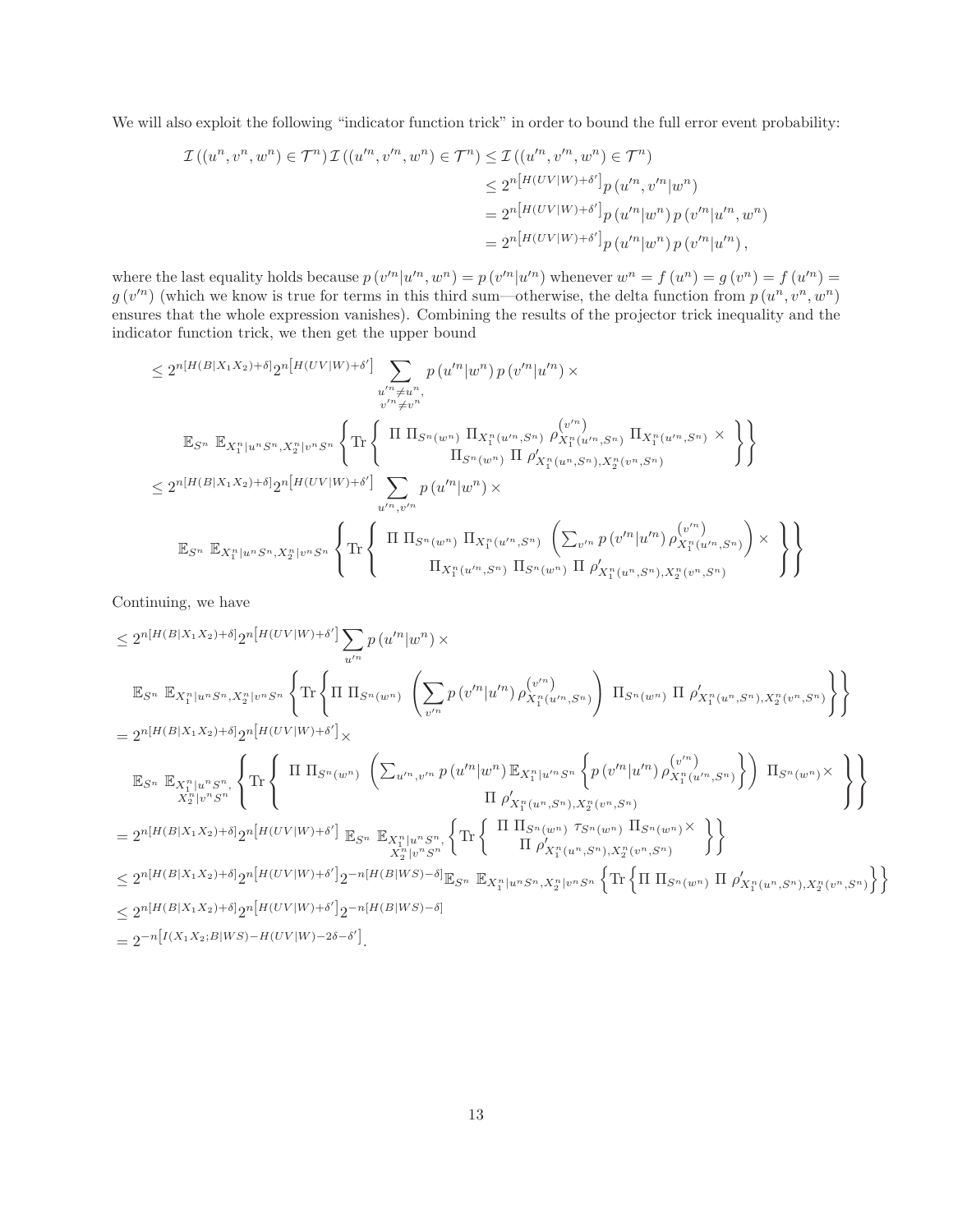We will also exploit the following "indicator function trick" in order to bound the full error event probability:

$$
\begin{aligned}
\mathcal{I}\left((u^n, v^n, w^n) \in \mathcal{T}^n\right) \mathcal{I}\left((u'^n, v'^n, w^n) \in \mathcal{T}^n\right) &\leq \mathcal{I}\left((u'^n, v'^n, w^n) \in \mathcal{T}^n\right) \\
&\leq 2^{n\left[H(UV|W)+\delta'\right]} p\left(u'^n, v'^n | w^n\right) \\
&= 2^{n\left[H(UV|W)+\delta'\right]} p\left(u'^n | w^n\right) p\left(v'^n | u'^n, w^n\right) \\
&= 2^{n\left[H(UV|W)+\delta'\right]} p\left(u'^n | w^n\right) p\left(v'^n | u'^n\right),
\end{aligned}
$$

where the last equality holds because $p\left(v'^n | u'^n, w^n\right) = p\left(v'^n | u'^n\right)$ whenever $w^n = f\left(u^n\right) = g\left(v^n\right) = f\left(u'^n\right) = g\left(v'^n\right)$ (which we know is true for terms in this third sum—otherwise, the delta function from $p\left(u^n, v^n, w^n\right)$ ensures that the whole expression vanishes). Combining the results of the projector trick inequality and the indicator function trick, we then get the upper bound

$$
\begin{aligned}
&\leq 2^{n[H(B|X_1X_2)+\delta]} 2^{n\left[H(UV|W)+\delta'\right]} \sum_{\substack{u'^n \neq u^n, \\ v'^n \neq v^n}} p\left(u'^n | w^n\right) p\left(v'^n | u'^n\right) \times \\
&\quad \mathbb{E}_{S^n}\, \mathbb{E}_{X_1^n|u^nS^n, X_2^n|v^nS^n} \left\{ \text{Tr}\left\{ \begin{array}{c} \Pi\, \Pi_{S^n(w^n)}\, \Pi_{X_1^n(u'^n,S^n)}\, \rho^{(v'^n)}_{X_1^n(u'^n,S^n)}\, \Pi_{X_1^n(u'^n,S^n)} \times \\ \Pi_{S^n(w^n)}\, \Pi\, \rho'_{X_1^n(u^n,S^n),X_2^n(v^n,S^n)} \end{array} \right\} \right\} \\
&\leq 2^{n[H(B|X_1X_2)+\delta]} 2^{n\left[H(UV|W)+\delta'\right]} \sum_{u'^n, v'^n} p\left(u'^n | w^n\right) \times \\
&\quad \mathbb{E}_{S^n}\, \mathbb{E}_{X_1^n|u^nS^n, X_2^n|v^nS^n} \left\{ \text{Tr}\left\{ \begin{array}{c} \Pi\, \Pi_{S^n(w^n)}\, \Pi_{X_1^n(u'^n,S^n)} \left( \sum_{v'^n} p\left(v'^n | u'^n\right) \rho^{(v'^n)}_{X_1^n(u'^n,S^n)} \right) \times \\ \Pi_{X_1^n(u'^n,S^n)}\, \Pi_{S^n(w^n)}\, \Pi\, \rho'_{X_1^n(u^n,S^n),X_2^n(v^n,S^n)} \end{array} \right\} \right\}
\end{aligned}
$$

Continuing, we have

$$
\begin{aligned}
&\leq 2^{n[H(B|X_1X_2)+\delta]} 2^{n\left[H(UV|W)+\delta'\right]} \sum_{u'^n} p\left(u'^n | w^n\right) \times \\
&\quad \mathbb{E}_{S^n}\, \mathbb{E}_{X_1^n|u^nS^n, X_2^n|v^nS^n} \left\{ \text{Tr}\left\{ \Pi\, \Pi_{S^n(w^n)} \left( \sum_{v'^n} p\left(v'^n | u'^n\right) \rho^{(v'^n)}_{X_1^n(u'^n,S^n)} \right) \Pi_{S^n(w^n)}\, \Pi\, \rho'_{X_1^n(u^n,S^n),X_2^n(v^n,S^n)} \right\} \right\} \\
&= 2^{n[H(B|X_1X_2)+\delta]} 2^{n\left[H(UV|W)+\delta'\right]} \times \\
&\quad \mathbb{E}_{S^n}\, \mathbb{E}_{\substack{X_1^n|u^nS^n, \\ X_2^n|v^nS^n}} \left\{ \text{Tr}\left\{ \begin{array}{c} \Pi\, \Pi_{S^n(w^n)} \left( \sum_{u'^n, v'^n} p\left(u'^n | w^n\right) \mathbb{E}_{X_1^n|u'^nS^n} \left\{ p\left(v'^n | u'^n\right) \rho^{(v'^n)}_{X_1^n(u'^n,S^n)} \right\} \right) \Pi_{S^n(w^n)} \times \\ \Pi\, \rho'_{X_1^n(u^n,S^n),X_2^n(v^n,S^n)} \end{array} \right\} \right\} \\
&= 2^{n[H(B|X_1X_2)+\delta]} 2^{n\left[H(UV|W)+\delta'\right]}\, \mathbb{E}_{S^n}\, \mathbb{E}_{\substack{X_1^n|u^nS^n, \\ X_2^n|v^nS^n}} \left\{ \text{Tr}\left\{ \begin{array}{c} \Pi\, \Pi_{S^n(w^n)}\, \tau_{S^n(w^n)}\, \Pi_{S^n(w^n)} \times \\ \Pi\, \rho'_{X_1^n(u^n,S^n),X_2^n(v^n,S^n)} \end{array} \right\} \right\} \\
&\leq 2^{n[H(B|X_1X_2)+\delta]} 2^{n\left[H(UV|W)+\delta'\right]} 2^{-n[H(B|WS)-\delta]} \mathbb{E}_{S^n}\, \mathbb{E}_{X_1^n|u^nS^n, X_2^n|v^nS^n} \left\{ \text{Tr}\left\{ \Pi\, \Pi_{S^n(w^n)}\, \Pi\, \rho'_{X_1^n(u^n,S^n),X_2^n(v^n,S^n)} \right\} \right\} \\
&\leq 2^{n[H(B|X_1X_2)+\delta]} 2^{n\left[H(UV|W)+\delta'\right]} 2^{-n[H(B|WS)-\delta]} \\
&= 2^{-n\left[I(X_1X_2;B|WS) - H(UV|W) - 2\delta - \delta'\right]}.
\end{aligned}
$$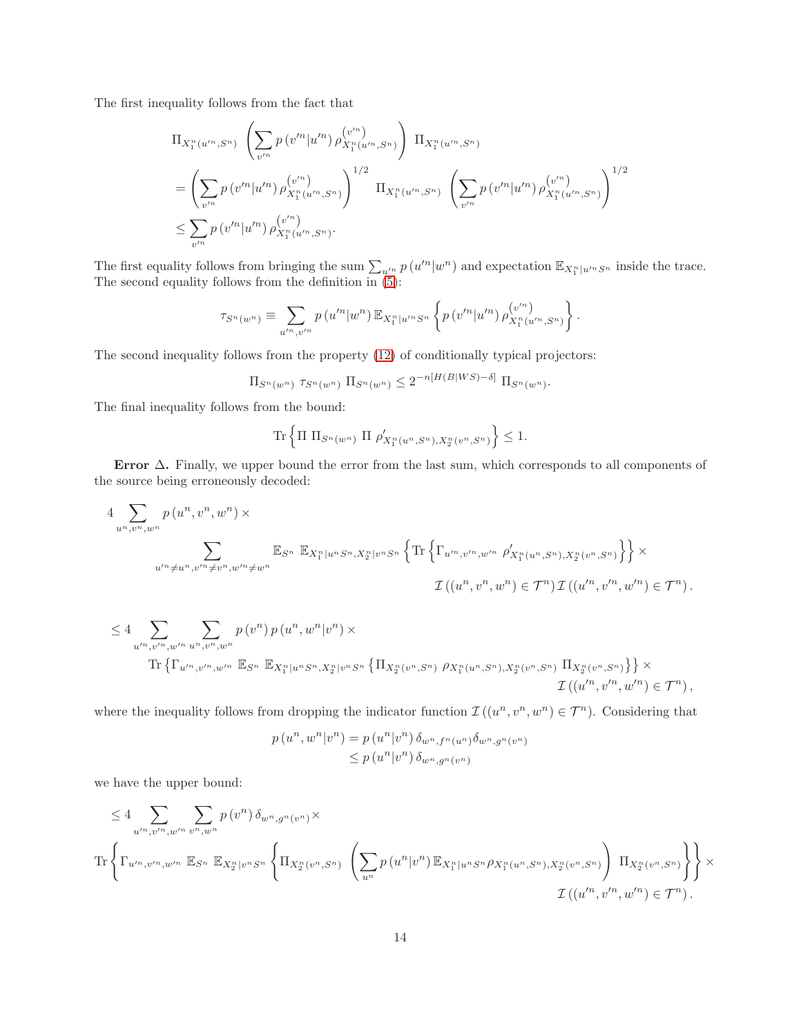The first inequality follows from the fact that

$$
\begin{aligned}
&\Pi_{X_1^n(u'^n,S^n)} \left( \sum_{v'^n} p\left(v'^n|u'^n\right) \rho_{X_1^n(u'^n,S^n)}^{(v'^n)} \right) \Pi_{X_1^n(u'^n,S^n)} \\
&= \left( \sum_{v'^n} p\left(v'^n|u'^n\right) \rho_{X_1^n(u'^n,S^n)}^{(v'^n)} \right)^{1/2} \Pi_{X_1^n(u'^n,S^n)} \left( \sum_{v'^n} p\left(v'^n|u'^n\right) \rho_{X_1^n(u'^n,S^n)}^{(v'^n)} \right)^{1/2} \\
&\leq \sum_{v'^n} p\left(v'^n|u'^n\right) \rho_{X_1^n(u'^n,S^n)}^{(v'^n)}.
\end{aligned}
$$

The first equality follows from bringing the sum $\sum_{u'^n} p\left(u'^n|w^n\right)$ and expectation $\mathbb{E}_{X_1^n|u'^n S^n}$ inside the trace. The second equality follows from the definition in (5):

$$
\tau_{S^n(w^n)} \equiv \sum_{u'^n,v'^n} p\left(u'^n|w^n\right) \mathbb{E}_{X_1^n|u'^n S^n} \left\{ p\left(v'^n|u'^n\right) \rho_{X_1^n(u'^n,S^n)}^{(v'^n)} \right\}.
$$

The second inequality follows from the property (12) of conditionally typical projectors:

$$
\Pi_{S^n(w^n)} \ \tau_{S^n(w^n)} \ \Pi_{S^n(w^n)} \leq 2^{-n[H(B|WS)-\delta]} \ \Pi_{S^n(w^n)}.
$$

The final inequality follows from the bound:

$$
\mathrm{Tr}\left\{ \Pi \ \Pi_{S^n(w^n)} \ \Pi \ \rho'_{X_1^n(u^n,S^n),X_2^n(v^n,S^n)} \right\} \leq 1.
$$

**Error $\Delta$.** Finally, we upper bound the error from the last sum, which corresponds to all components of the source being erroneously decoded:

$$
\begin{aligned}
&4 \sum_{u^n,v^n,w^n} p\left(u^n,v^n,w^n\right) \times \\
&\qquad \sum_{u'^n \neq u^n, v'^n \neq v^n, w'^n \neq w^n} \mathbb{E}_{S^n} \ \mathbb{E}_{X_1^n|u^n S^n, X_2^n|v^n S^n} \left\{ \mathrm{Tr}\left\{ \Gamma_{u'^n,v'^n,w'^n} \ \rho'_{X_1^n(u^n,S^n),X_2^n(v^n,S^n)} \right\} \right\} \times \\
&\qquad\qquad \mathcal{I}\left( (u^n,v^n,w^n) \in \mathcal{T}^n \right) \mathcal{I}\left( (u'^n,v'^n,w'^n) \in \mathcal{T}^n \right).
\end{aligned}
$$

$$
\begin{aligned}
&\leq 4 \sum_{u'^n,v'^n,w'^n} \sum_{u^n,v^n,w^n} p\left(v^n\right) p\left(u^n,w^n|v^n\right) \times \\
&\qquad \mathrm{Tr}\left\{ \Gamma_{u'^n,v'^n,w'^n} \ \mathbb{E}_{S^n} \ \mathbb{E}_{X_1^n|u^n S^n, X_2^n|v^n S^n} \left\{ \Pi_{X_2^n(v^n,S^n)} \ \rho_{X_1^n(u^n,S^n),X_2^n(v^n,S^n)} \ \Pi_{X_2^n(v^n,S^n)} \right\} \right\} \times \\
&\qquad\qquad \mathcal{I}\left( (u'^n,v'^n,w'^n) \in \mathcal{T}^n \right),
\end{aligned}
$$

where the inequality follows from dropping the indicator function $\mathcal{I}\left( (u^n,v^n,w^n) \in \mathcal{T}^n \right)$. Considering that

$$
\begin{aligned}
p\left(u^n,w^n|v^n\right) &= p\left(u^n|v^n\right) \delta_{w^n,f^n(u^n)} \delta_{w^n,g^n(v^n)} \\
&\leq p\left(u^n|v^n\right) \delta_{w^n,g^n(v^n)}
\end{aligned}
$$

we have the upper bound:

$$
\begin{aligned}
&\leq 4 \sum_{u'^n,v'^n,w'^n} \sum_{v^n,w^n} p\left(v^n\right) \delta_{w^n,g^n(v^n)} \times \\
&\mathrm{Tr}\left\{ \Gamma_{u'^n,v'^n,w'^n} \ \mathbb{E}_{S^n} \ \mathbb{E}_{X_2^n|v^n S^n} \left\{ \Pi_{X_2^n(v^n,S^n)} \left( \sum_{u^n} p\left(u^n|v^n\right) \mathbb{E}_{X_1^n|u^n S^n} \rho_{X_1^n(u^n,S^n),X_2^n(v^n,S^n)} \right) \Pi_{X_2^n(v^n,S^n)} \right\} \right\} \times \\
&\qquad\qquad \mathcal{I}\left( (u'^n,v'^n,w'^n) \in \mathcal{T}^n \right).
\end{aligned}
$$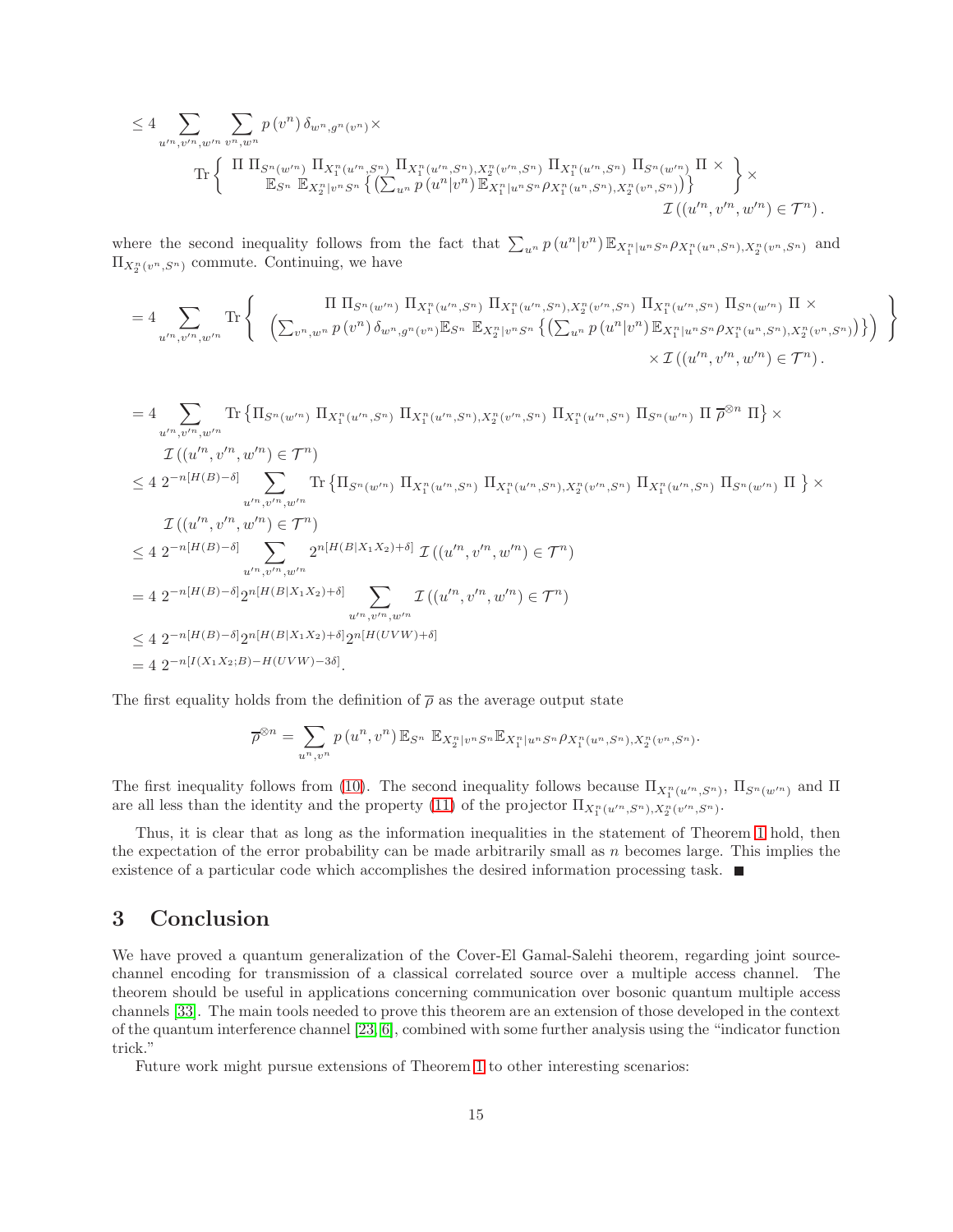$$
\leq 4 \sum_{u'^n, v'^n, w'^n} \sum_{v^n, w^n} p(v^n)\, \delta_{w^n, g^n(v^n)} \times
$$

$$
\operatorname{Tr}\left\{ \begin{array}{c} \Pi\, \Pi_{S^n(w'^n)}\, \Pi_{X_1^n(u'^n,S^n)}\, \Pi_{X_1^n(u'^n,S^n),X_2^n(v'^n,S^n)}\, \Pi_{X_1^n(u'^n,S^n)}\, \Pi_{S^n(w'^n)}\, \Pi\, \times \\ \mathbb{E}_{S^n}\ \mathbb{E}_{X_2^n|v^n S^n} \left\{ \left( \sum_{u^n} p(u^n|v^n)\, \mathbb{E}_{X_1^n|u^n S^n} \rho_{X_1^n(u^n,S^n),X_2^n(v^n,S^n)} \right) \right\} \end{array} \right\} \times
$$

$$
\mathcal{I}\left( (u'^n, v'^n, w'^n) \in \mathcal{T}^n \right).
$$

where the second inequality follows from the fact that $\sum_{u^n} p(u^n|v^n)\, \mathbb{E}_{X_1^n|u^n S^n} \rho_{X_1^n(u^n,S^n),X_2^n(v^n,S^n)}$ and $\Pi_{X_2^n(v^n,S^n)}$ commute. Continuing, we have

$$
= 4 \sum_{u'^n, v'^n, w'^n} \operatorname{Tr}\left\{ \begin{array}{c} \Pi\, \Pi_{S^n(w'^n)}\, \Pi_{X_1^n(u'^n,S^n)}\, \Pi_{X_1^n(u'^n,S^n),X_2^n(v'^n,S^n)}\, \Pi_{X_1^n(u'^n,S^n)}\, \Pi_{S^n(w'^n)}\, \Pi\, \times \\ \left( \sum_{v^n, w^n} p(v^n)\, \delta_{w^n, g^n(v^n)} \mathbb{E}_{S^n}\ \mathbb{E}_{X_2^n|v^n S^n} \left\{ \left( \sum_{u^n} p(u^n|v^n)\, \mathbb{E}_{X_1^n|u^n S^n} \rho_{X_1^n(u^n,S^n),X_2^n(v^n,S^n)} \right) \right\} \right) \\ \times\, \mathcal{I}\left( (u'^n, v'^n, w'^n) \in \mathcal{T}^n \right). \end{array} \right\}
$$

$$
\begin{aligned}
&= 4 \sum_{u'^n, v'^n, w'^n} \operatorname{Tr}\left\{ \Pi_{S^n(w'^n)}\, \Pi_{X_1^n(u'^n,S^n)}\, \Pi_{X_1^n(u'^n,S^n),X_2^n(v'^n,S^n)}\, \Pi_{X_1^n(u'^n,S^n)}\, \Pi_{S^n(w'^n)}\, \Pi\, \overline{\rho}^{\otimes n}\, \Pi \right\} \times \\
&\qquad \mathcal{I}\left( (u'^n, v'^n, w'^n) \in \mathcal{T}^n \right) \\
&\leq 4\ 2^{-n[H(B)-\delta]} \sum_{u'^n, v'^n, w'^n} \operatorname{Tr}\left\{ \Pi_{S^n(w'^n)}\, \Pi_{X_1^n(u'^n,S^n)}\, \Pi_{X_1^n(u'^n,S^n),X_2^n(v'^n,S^n)}\, \Pi_{X_1^n(u'^n,S^n)}\, \Pi_{S^n(w'^n)}\, \Pi \right\} \times \\
&\qquad \mathcal{I}\left( (u'^n, v'^n, w'^n) \in \mathcal{T}^n \right) \\
&\leq 4\ 2^{-n[H(B)-\delta]} \sum_{u'^n, v'^n, w'^n} 2^{n[H(B|X_1X_2)+\delta]}\, \mathcal{I}\left( (u'^n, v'^n, w'^n) \in \mathcal{T}^n \right) \\
&= 4\ 2^{-n[H(B)-\delta]} 2^{n[H(B|X_1X_2)+\delta]} \sum_{u'^n, v'^n, w'^n} \mathcal{I}\left( (u'^n, v'^n, w'^n) \in \mathcal{T}^n \right) \\
&\leq 4\ 2^{-n[H(B)-\delta]} 2^{n[H(B|X_1X_2)+\delta]} 2^{n[H(UVW)+\delta]} \\
&= 4\ 2^{-n[I(X_1X_2;B)-H(UVW)-3\delta]}.
\end{aligned}
$$

The first equality holds from the definition of $\overline{\rho}$ as the average output state

$$
\overline{\rho}^{\otimes n} = \sum_{u^n, v^n} p(u^n, v^n)\, \mathbb{E}_{S^n}\ \mathbb{E}_{X_2^n|v^n S^n} \mathbb{E}_{X_1^n|u^n S^n} \rho_{X_1^n(u^n,S^n),X_2^n(v^n,S^n)}.
$$

The first inequality follows from (10). The second inequality follows because $\Pi_{X_1^n(u'^n,S^n)}$, $\Pi_{S^n(w'^n)}$ and $\Pi$ are all less than the identity and the property (11) of the projector $\Pi_{X_1^n(u'^n,S^n),X_2^n(v'^n,S^n)}$.

Thus, it is clear that as long as the information inequalities in the statement of Theorem 1 hold, then the expectation of the error probability can be made arbitrarily small as $n$ becomes large. This implies the existence of a particular code which accomplishes the desired information processing task. ■

## 3 Conclusion

We have proved a quantum generalization of the Cover-El Gamal-Salehi theorem, regarding joint source-channel encoding for transmission of a classical correlated source over a multiple access channel. The theorem should be useful in applications concerning communication over bosonic quantum multiple access channels [33]. The main tools needed to prove this theorem are an extension of those developed in the context of the quantum interference channel [23, 6], combined with some further analysis using the "indicator function trick."

Future work might pursue extensions of Theorem 1 to other interesting scenarios: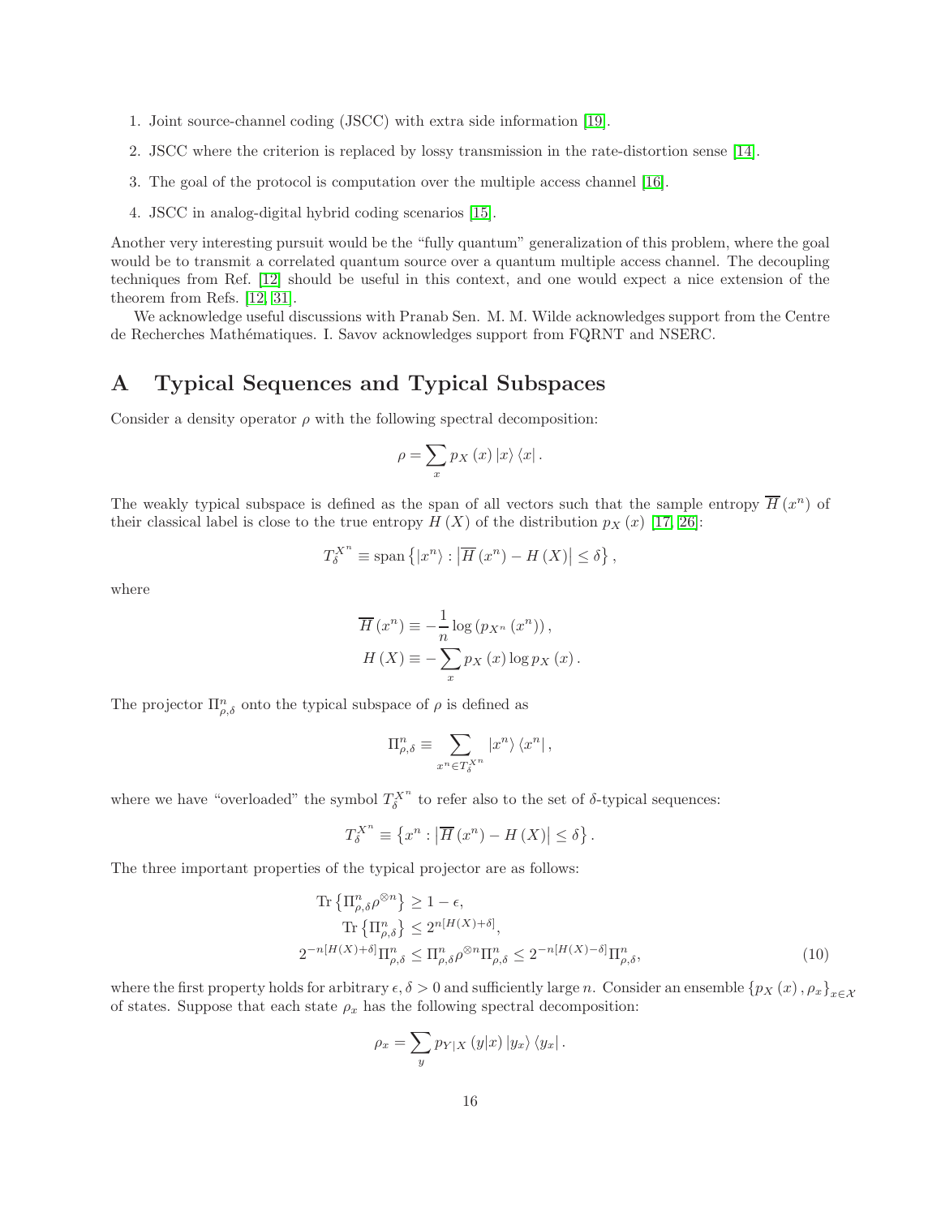1. Joint source-channel coding (JSCC) with extra side information [19].
2. JSCC where the criterion is replaced by lossy transmission in the rate-distortion sense [14].
3. The goal of the protocol is computation over the multiple access channel [16].
4. JSCC in analog-digital hybrid coding scenarios [15].

Another very interesting pursuit would be the "fully quantum" generalization of this problem, where the goal would be to transmit a correlated quantum source over a quantum multiple access channel. The decoupling techniques from Ref. [12] should be useful in this context, and one would expect a nice extension of the theorem from Refs. [12, 31].

We acknowledge useful discussions with Pranab Sen. M. M. Wilde acknowledges support from the Centre de Recherches Mathématiques. I. Savov acknowledges support from FQRNT and NSERC.

# A Typical Sequences and Typical Subspaces

Consider a density operator $\rho$ with the following spectral decomposition:

$$\rho = \sum_{x} p_X(x) \left|x\right\rangle \left\langle x\right|.$$

The weakly typical subspace is defined as the span of all vectors such that the sample entropy $\overline{H}(x^n)$ of their classical label is close to the true entropy $H(X)$ of the distribution $p_X(x)$ [17, 26]:

$$T_\delta^{X^n} \equiv \text{span}\left\{\left|x^n\right\rangle : \left|\overline{H}(x^n) - H(X)\right| \leq \delta\right\},$$

where

$$\overline{H}(x^n) \equiv -\frac{1}{n}\log\left(p_{X^n}(x^n)\right),$$
$$H(X) \equiv -\sum_x p_X(x)\log p_X(x).$$

The projector $\Pi_{\rho,\delta}^n$ onto the typical subspace of $\rho$ is defined as

$$\Pi_{\rho,\delta}^n \equiv \sum_{x^n \in T_\delta^{X^n}} \left|x^n\right\rangle \left\langle x^n\right|,$$

where we have "overloaded" the symbol $T_\delta^{X^n}$ to refer also to the set of $\delta$-typical sequences:

$$T_\delta^{X^n} \equiv \left\{x^n : \left|\overline{H}(x^n) - H(X)\right| \leq \delta\right\}.$$

The three important properties of the typical projector are as follows:

$$\text{Tr}\left\{\Pi_{\rho,\delta}^n \rho^{\otimes n}\right\} \geq 1 - \epsilon,$$
$$\text{Tr}\left\{\Pi_{\rho,\delta}^n\right\} \leq 2^{n[H(X)+\delta]},$$
$$2^{-n[H(X)+\delta]}\Pi_{\rho,\delta}^n \leq \Pi_{\rho,\delta}^n \rho^{\otimes n} \Pi_{\rho,\delta}^n \leq 2^{-n[H(X)-\delta]}\Pi_{\rho,\delta}^n, \tag{10}$$

where the first property holds for arbitrary $\epsilon, \delta > 0$ and sufficiently large $n$. Consider an ensemble $\left\{p_X(x), \rho_x\right\}_{x\in\mathcal{X}}$ of states. Suppose that each state $\rho_x$ has the following spectral decomposition:

$$\rho_x = \sum_y p_{Y|X}(y|x) \left|y_x\right\rangle \left\langle y_x\right|.$$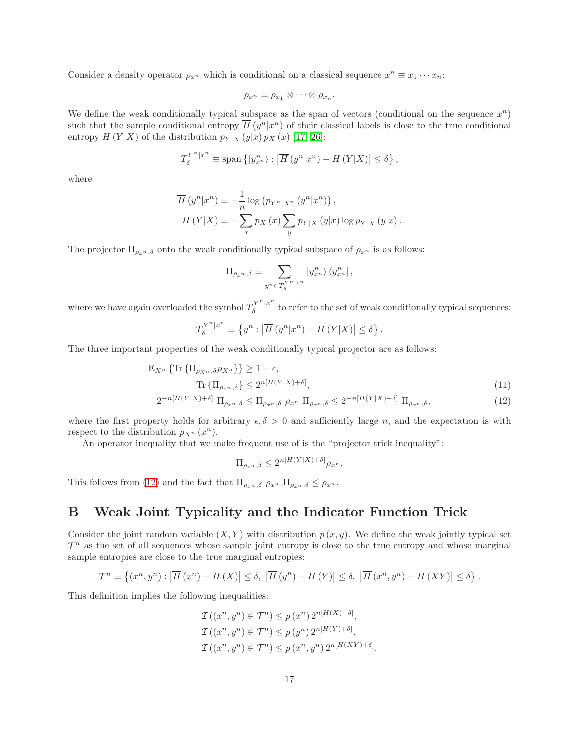Consider a density operator $\rho_{x^n}$ which is conditional on a classical sequence $x^n \equiv x_1 \cdots x_n$:

$$\rho_{x^n} \equiv \rho_{x_1} \otimes \cdots \otimes \rho_{x_n}.$$

We define the weak conditionally typical subspace as the span of vectors (conditional on the sequence $x^n$) such that the sample conditional entropy $\overline{H}(y^n|x^n)$ of their classical labels is close to the true conditional entropy $H(Y|X)$ of the distribution $p_{Y|X}(y|x)\, p_X(x)$ [17, 26]:

$$T_\delta^{Y^n|x^n} \equiv \text{span}\left\{ |y_{x^n}^n\rangle : \left|\overline{H}(y^n|x^n) - H(Y|X)\right| \leq \delta \right\},$$

where

$$\begin{aligned}
\overline{H}(y^n|x^n) &\equiv -\frac{1}{n}\log\left(p_{Y^n|X^n}(y^n|x^n)\right), \\
H(Y|X) &\equiv -\sum_x p_X(x) \sum_y p_{Y|X}(y|x) \log p_{Y|X}(y|x).
\end{aligned}$$

The projector $\Pi_{\rho_{x^n},\delta}$ onto the weak conditionally typical subspace of $\rho_{x^n}$ is as follows:

$$\Pi_{\rho_{x^n},\delta} \equiv \sum_{y^n \in T_\delta^{Y^n|x^n}} |y_{x^n}^n\rangle \langle y_{x^n}^n|,$$

where we have again overloaded the symbol $T_\delta^{Y^n|x^n}$ to refer to the set of weak conditionally typical sequences:

$$T_\delta^{Y^n|x^n} \equiv \left\{ y^n : \left|\overline{H}(y^n|x^n) - H(Y|X)\right| \leq \delta \right\}.$$

The three important properties of the weak conditionally typical projector are as follows:

$$\mathbb{E}_{X^n}\left\{\text{Tr}\left\{\Pi_{\rho_{X^n},\delta}\rho_{X^n}\right\}\right\} \geq 1-\epsilon,$$

$$\text{Tr}\left\{\Pi_{\rho_{x^n},\delta}\right\} \leq 2^{n[H(Y|X)+\delta]}, \tag{11}$$

$$2^{-n[H(Y|X)+\delta]}\ \Pi_{\rho_{x^n},\delta} \leq \Pi_{\rho_{x^n},\delta}\ \rho_{x^n}\ \Pi_{\rho_{x^n},\delta} \leq 2^{-n[H(Y|X)-\delta]}\ \Pi_{\rho_{x^n},\delta}, \tag{12}$$

where the first property holds for arbitrary $\epsilon, \delta > 0$ and sufficiently large $n$, and the expectation is with respect to the distribution $p_{X^n}(x^n)$.

An operator inequality that we make frequent use of is the "projector trick inequality":

$$\Pi_{\rho_{x^n},\delta} \leq 2^{n[H(Y|X)+\delta]}\rho_{x^n}.$$

This follows from (12) and the fact that $\Pi_{\rho_{x^n},\delta}\ \rho_{x^n}\ \Pi_{\rho_{x^n},\delta} \leq \rho_{x^n}$.

# B Weak Joint Typicality and the Indicator Function Trick

Consider the joint random variable $(X,Y)$ with distribution $p(x,y)$. We define the weak jointly typical set $\mathcal{T}^n$ as the set of all sequences whose sample joint entropy is close to the true entropy and whose marginal sample entropies are close to the true marginal entropies:

$$\mathcal{T}^n \equiv \left\{(x^n,y^n) : \left|\overline{H}(x^n) - H(X)\right| \leq \delta,\ \left|\overline{H}(y^n) - H(Y)\right| \leq \delta,\ \left|\overline{H}(x^n,y^n) - H(XY)\right| \leq \delta\right\}.$$

This definition implies the following inequalities:

$$\begin{aligned}
\mathcal{I}\left((x^n,y^n) \in \mathcal{T}^n\right) &\leq p(x^n)\, 2^{n[H(X)+\delta]}, \\
\mathcal{I}\left((x^n,y^n) \in \mathcal{T}^n\right) &\leq p(y^n)\, 2^{n[H(Y)+\delta]}, \\
\mathcal{I}\left((x^n,y^n) \in \mathcal{T}^n\right) &\leq p(x^n,y^n)\, 2^{n[H(XY)+\delta]}.
\end{aligned}$$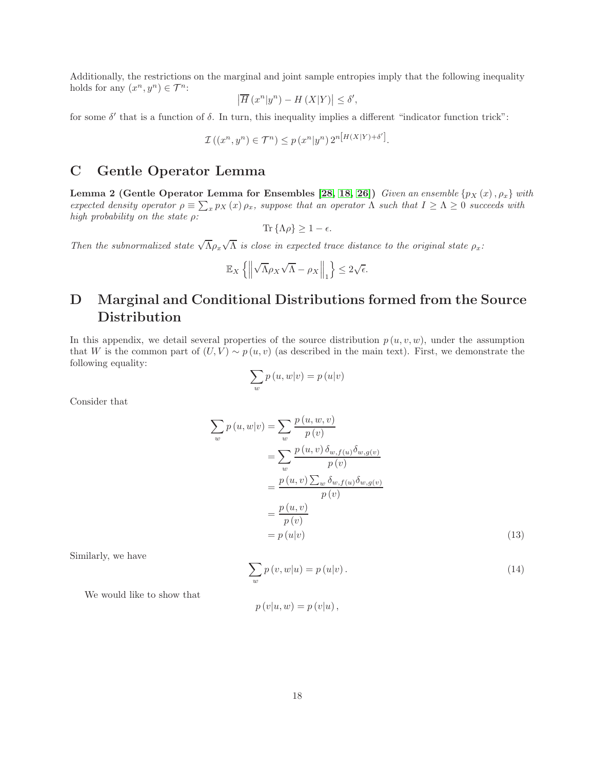Additionally, the restrictions on the marginal and joint sample entropies imply that the following inequality holds for any $(x^n, y^n) \in \mathcal{T}^n$:

$$\left|\overline{H}\left(x^n|y^n\right) - H\left(X|Y\right)\right| \leq \delta',$$

for some $\delta'$ that is a function of $\delta$. In turn, this inequality implies a different "indicator function trick":

$$\mathcal{I}\left((x^n, y^n) \in \mathcal{T}^n\right) \leq p\left(x^n|y^n\right) 2^{n\left[H(X|Y)+\delta'\right]}.$$

# C Gentle Operator Lemma

**Lemma 2 (Gentle Operator Lemma for Ensembles [28, 18, 26])** *Given an ensemble $\{p_X(x), \rho_x\}$ with expected density operator $\rho \equiv \sum_x p_X(x) \rho_x$, suppose that an operator $\Lambda$ such that $I \geq \Lambda \geq 0$ succeeds with high probability on the state $\rho$:*

$$\text{Tr}\left\{\Lambda\rho\right\} \geq 1 - \epsilon.$$

*Then the subnormalized state $\sqrt{\Lambda}\rho_x\sqrt{\Lambda}$ is close in expected trace distance to the original state $\rho_x$:*

$$\mathbb{E}_X\left\{\left\|\sqrt{\Lambda}\rho_X\sqrt{\Lambda} - \rho_X\right\|_1\right\} \leq 2\sqrt{\epsilon}.$$

# D Marginal and Conditional Distributions formed from the Source Distribution

In this appendix, we detail several properties of the source distribution $p(u, v, w)$, under the assumption that $W$ is the common part of $(U, V) \sim p(u, v)$ (as described in the main text). First, we demonstrate the following equality:

$$\sum_w p\left(u, w|v\right) = p\left(u|v\right)$$

Consider that

$$\begin{aligned}
\sum_w p\left(u, w|v\right) &= \sum_w \frac{p\left(u, w, v\right)}{p\left(v\right)} \\
&= \sum_w \frac{p\left(u, v\right)\delta_{w,f(u)}\delta_{w,g(v)}}{p\left(v\right)} \\
&= \frac{p\left(u, v\right)\sum_w \delta_{w,f(u)}\delta_{w,g(v)}}{p\left(v\right)} \\
&= \frac{p\left(u, v\right)}{p\left(v\right)} \\
&= p\left(u|v\right) \qquad (13)
\end{aligned}$$

Similarly, we have

$$\sum_w p\left(v, w|u\right) = p\left(u|v\right). \qquad (14)$$

We would like to show that

$$p\left(v|u, w\right) = p\left(v|u\right),$$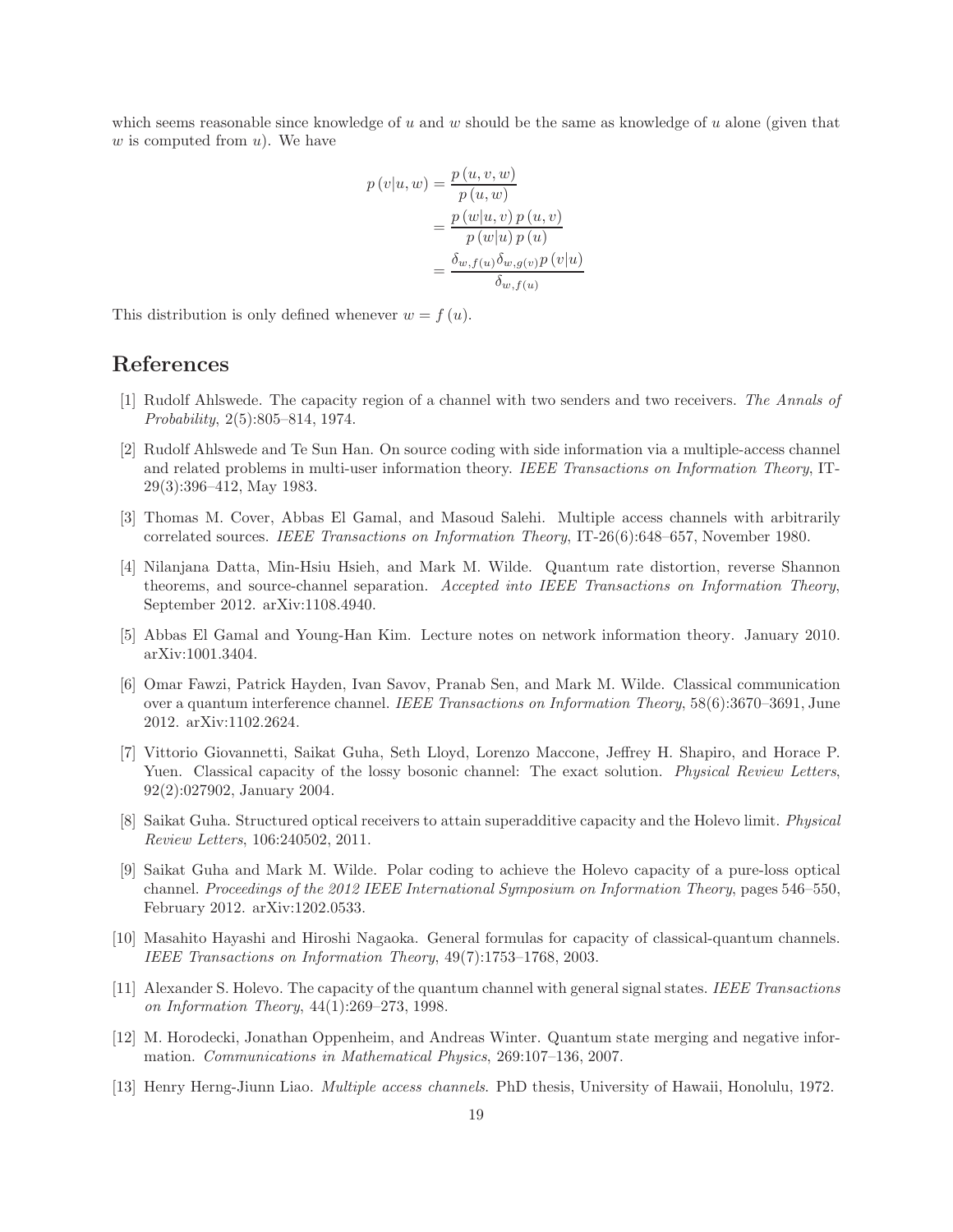which seems reasonable since knowledge of $u$ and $w$ should be the same as knowledge of $u$ alone (given that $w$ is computed from $u$). We have

$$\begin{aligned}
p\left(v|u,w\right) &= \frac{p\left(u,v,w\right)}{p\left(u,w\right)} \\
&= \frac{p\left(w|u,v\right)p\left(u,v\right)}{p\left(w|u\right)p\left(u\right)} \\
&= \frac{\delta_{w,f(u)}\delta_{w,g(v)}p\left(v|u\right)}{\delta_{w,f(u)}}
\end{aligned}$$

This distribution is only defined whenever $w = f\left(u\right)$.

# References

[1] Rudolf Ahlswede. The capacity region of a channel with two senders and two receivers. *The Annals of Probability*, 2(5):805–814, 1974.

[2] Rudolf Ahlswede and Te Sun Han. On source coding with side information via a multiple-access channel and related problems in multi-user information theory. *IEEE Transactions on Information Theory*, IT-29(3):396–412, May 1983.

[3] Thomas M. Cover, Abbas El Gamal, and Masoud Salehi. Multiple access channels with arbitrarily correlated sources. *IEEE Transactions on Information Theory*, IT-26(6):648–657, November 1980.

[4] Nilanjana Datta, Min-Hsiu Hsieh, and Mark M. Wilde. Quantum rate distortion, reverse Shannon theorems, and source-channel separation. *Accepted into IEEE Transactions on Information Theory*, September 2012. arXiv:1108.4940.

[5] Abbas El Gamal and Young-Han Kim. Lecture notes on network information theory. January 2010. arXiv:1001.3404.

[6] Omar Fawzi, Patrick Hayden, Ivan Savov, Pranab Sen, and Mark M. Wilde. Classical communication over a quantum interference channel. *IEEE Transactions on Information Theory*, 58(6):3670–3691, June 2012. arXiv:1102.2624.

[7] Vittorio Giovannetti, Saikat Guha, Seth Lloyd, Lorenzo Maccone, Jeffrey H. Shapiro, and Horace P. Yuen. Classical capacity of the lossy bosonic channel: The exact solution. *Physical Review Letters*, 92(2):027902, January 2004.

[8] Saikat Guha. Structured optical receivers to attain superadditive capacity and the Holevo limit. *Physical Review Letters*, 106:240502, 2011.

[9] Saikat Guha and Mark M. Wilde. Polar coding to achieve the Holevo capacity of a pure-loss optical channel. *Proceedings of the 2012 IEEE International Symposium on Information Theory*, pages 546–550, February 2012. arXiv:1202.0533.

[10] Masahito Hayashi and Hiroshi Nagaoka. General formulas for capacity of classical-quantum channels. *IEEE Transactions on Information Theory*, 49(7):1753–1768, 2003.

[11] Alexander S. Holevo. The capacity of the quantum channel with general signal states. *IEEE Transactions on Information Theory*, 44(1):269–273, 1998.

[12] M. Horodecki, Jonathan Oppenheim, and Andreas Winter. Quantum state merging and negative information. *Communications in Mathematical Physics*, 269:107–136, 2007.

[13] Henry Herng-Jiunn Liao. *Multiple access channels*. PhD thesis, University of Hawaii, Honolulu, 1972.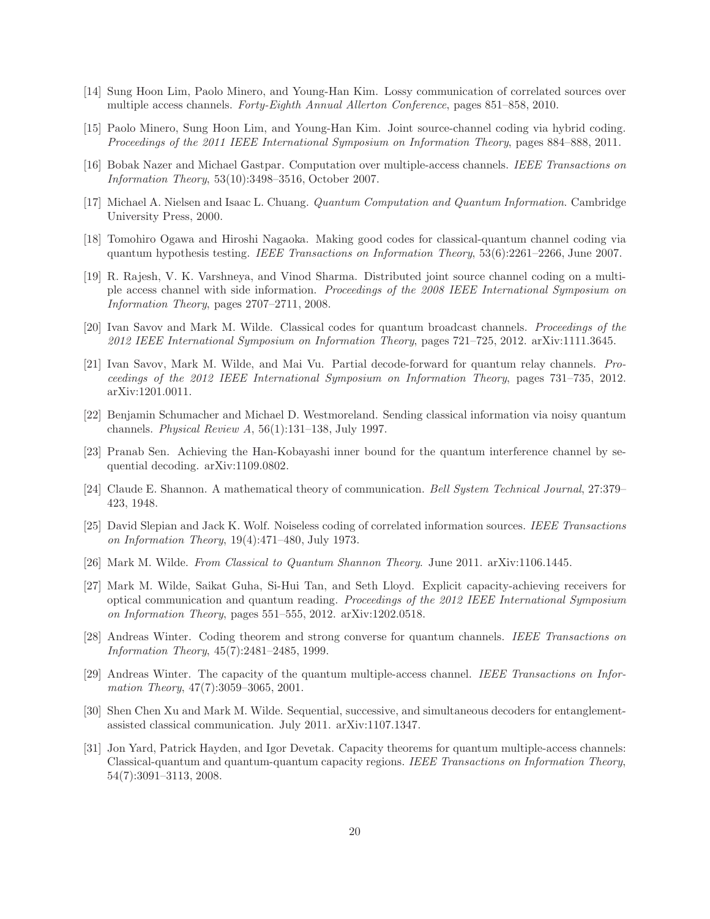[14] Sung Hoon Lim, Paolo Minero, and Young-Han Kim. Lossy communication of correlated sources over multiple access channels. *Forty-Eighth Annual Allerton Conference*, pages 851–858, 2010.

[15] Paolo Minero, Sung Hoon Lim, and Young-Han Kim. Joint source-channel coding via hybrid coding. *Proceedings of the 2011 IEEE International Symposium on Information Theory*, pages 884–888, 2011.

[16] Bobak Nazer and Michael Gastpar. Computation over multiple-access channels. *IEEE Transactions on Information Theory*, 53(10):3498–3516, October 2007.

[17] Michael A. Nielsen and Isaac L. Chuang. *Quantum Computation and Quantum Information*. Cambridge University Press, 2000.

[18] Tomohiro Ogawa and Hiroshi Nagaoka. Making good codes for classical-quantum channel coding via quantum hypothesis testing. *IEEE Transactions on Information Theory*, 53(6):2261–2266, June 2007.

[19] R. Rajesh, V. K. Varshneya, and Vinod Sharma. Distributed joint source channel coding on a multiple access channel with side information. *Proceedings of the 2008 IEEE International Symposium on Information Theory*, pages 2707–2711, 2008.

[20] Ivan Savov and Mark M. Wilde. Classical codes for quantum broadcast channels. *Proceedings of the 2012 IEEE International Symposium on Information Theory*, pages 721–725, 2012. arXiv:1111.3645.

[21] Ivan Savov, Mark M. Wilde, and Mai Vu. Partial decode-forward for quantum relay channels. *Proceedings of the 2012 IEEE International Symposium on Information Theory*, pages 731–735, 2012. arXiv:1201.0011.

[22] Benjamin Schumacher and Michael D. Westmoreland. Sending classical information via noisy quantum channels. *Physical Review A*, 56(1):131–138, July 1997.

[23] Pranab Sen. Achieving the Han-Kobayashi inner bound for the quantum interference channel by sequential decoding. arXiv:1109.0802.

[24] Claude E. Shannon. A mathematical theory of communication. *Bell System Technical Journal*, 27:379–423, 1948.

[25] David Slepian and Jack K. Wolf. Noiseless coding of correlated information sources. *IEEE Transactions on Information Theory*, 19(4):471–480, July 1973.

[26] Mark M. Wilde. *From Classical to Quantum Shannon Theory*. June 2011. arXiv:1106.1445.

[27] Mark M. Wilde, Saikat Guha, Si-Hui Tan, and Seth Lloyd. Explicit capacity-achieving receivers for optical communication and quantum reading. *Proceedings of the 2012 IEEE International Symposium on Information Theory*, pages 551–555, 2012. arXiv:1202.0518.

[28] Andreas Winter. Coding theorem and strong converse for quantum channels. *IEEE Transactions on Information Theory*, 45(7):2481–2485, 1999.

[29] Andreas Winter. The capacity of the quantum multiple-access channel. *IEEE Transactions on Information Theory*, 47(7):3059–3065, 2001.

[30] Shen Chen Xu and Mark M. Wilde. Sequential, successive, and simultaneous decoders for entanglement-assisted classical communication. July 2011. arXiv:1107.1347.

[31] Jon Yard, Patrick Hayden, and Igor Devetak. Capacity theorems for quantum multiple-access channels: Classical-quantum and quantum-quantum capacity regions. *IEEE Transactions on Information Theory*, 54(7):3091–3113, 2008.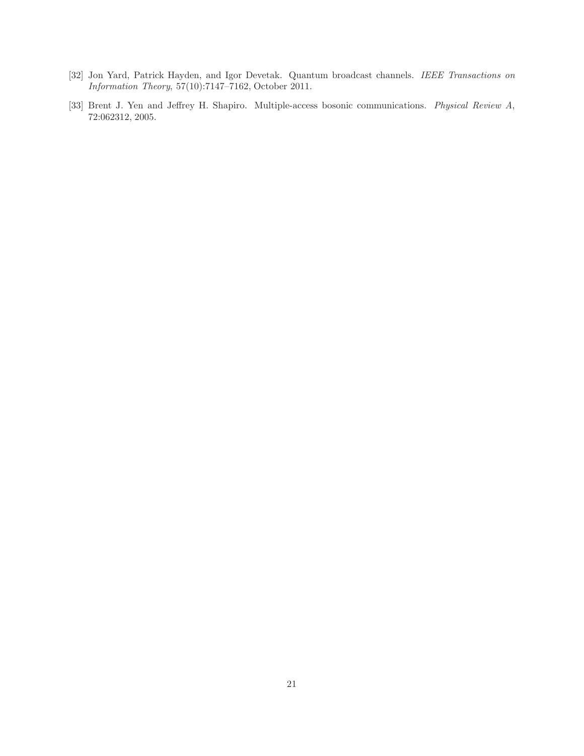[32] Jon Yard, Patrick Hayden, and Igor Devetak. Quantum broadcast channels. *IEEE Transactions on Information Theory*, 57(10):7147–7162, October 2011.

[33] Brent J. Yen and Jeffrey H. Shapiro. Multiple-access bosonic communications. *Physical Review A*, 72:062312, 2005.